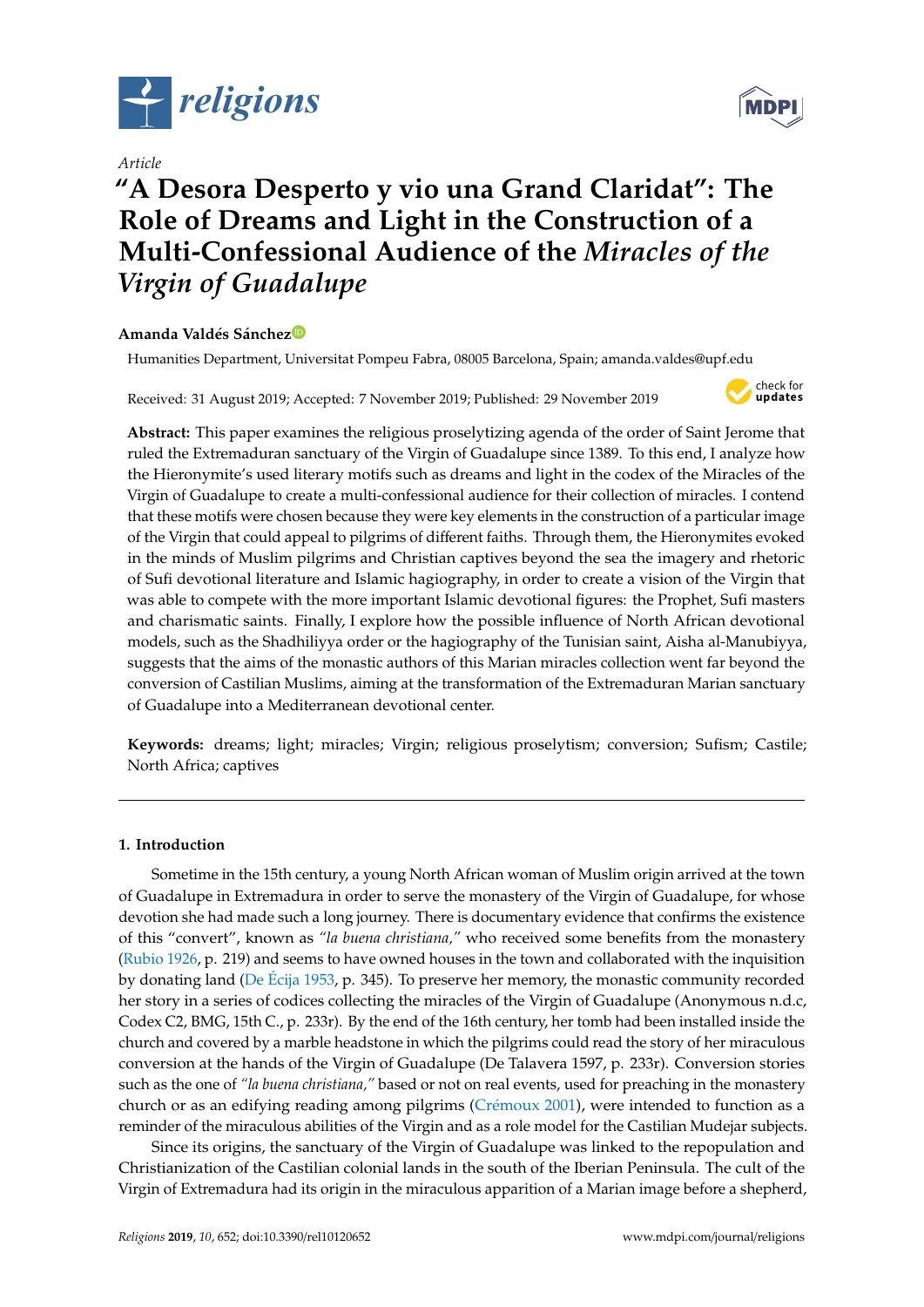*Article*

# "A Desora Desperto y vio una Grand Claridat": The Role of Dreams and Light in the Construction of a Multi-Confessional Audience of the *Miracles of the Virgin of Guadalupe*

**Amanda Valdés Sánchez**

Humanities Department, Universitat Pompeu Fabra, 08005 Barcelona, Spain; amanda.valdes@upf.edu

Received: 31 August 2019; Accepted: 7 November 2019; Published: 29 November 2019

**Abstract:** This paper examines the religious proselytizing agenda of the order of Saint Jerome that ruled the Extremaduran sanctuary of the Virgin of Guadalupe since 1389. To this end, I analyze how the Hieronymite's used literary motifs such as dreams and light in the codex of the Miracles of the Virgin of Guadalupe to create a multi-confessional audience for their collection of miracles. I contend that these motifs were chosen because they were key elements in the construction of a particular image of the Virgin that could appeal to pilgrims of different faiths. Through them, the Hieronymites evoked in the minds of Muslim pilgrims and Christian captives beyond the sea the imagery and rhetoric of Sufi devotional literature and Islamic hagiography, in order to create a vision of the Virgin that was able to compete with the more important Islamic devotional figures: the Prophet, Sufi masters and charismatic saints. Finally, I explore how the possible influence of North African devotional models, such as the Shadhiliyya order or the hagiography of the Tunisian saint, Aisha al-Manubiyya, suggests that the aims of the monastic authors of this Marian miracles collection went far beyond the conversion of Castilian Muslims, aiming at the transformation of the Extremaduran Marian sanctuary of Guadalupe into a Mediterranean devotional center.

**Keywords:** dreams; light; miracles; Virgin; religious proselytism; conversion; Sufism; Castile; North Africa; captives

## 1. Introduction

Sometime in the 15th century, a young North African woman of Muslim origin arrived at the town of Guadalupe in Extremadura in order to serve the monastery of the Virgin of Guadalupe, for whose devotion she had made such a long journey. There is documentary evidence that confirms the existence of this "convert", known as *"la buena christiana,"* who received some benefits from the monastery (Rubio 1926, p. 219) and seems to have owned houses in the town and collaborated with the inquisition by donating land (De Écija 1953, p. 345). To preserve her memory, the monastic community recorded her story in a series of codices collecting the miracles of the Virgin of Guadalupe (Anonymous n.d.c, Codex C2, BMG, 15th C., p. 233r). By the end of the 16th century, her tomb had been installed inside the church and covered by a marble headstone in which the pilgrims could read the story of her miraculous conversion at the hands of the Virgin of Guadalupe (De Talavera 1597, p. 233r). Conversion stories such as the one of *"la buena christiana,"* based or not on real events, used for preaching in the monastery church or as an edifying reading among pilgrims (Crémoux 2001), were intended to function as a reminder of the miraculous abilities of the Virgin and as a role model for the Castilian Mudejar subjects.

Since its origins, the sanctuary of the Virgin of Guadalupe was linked to the repopulation and Christianization of the Castilian colonial lands in the south of the Iberian Peninsula. The cult of the Virgin of Extremadura had its origin in the miraculous apparition of a Marian image before a shepherd,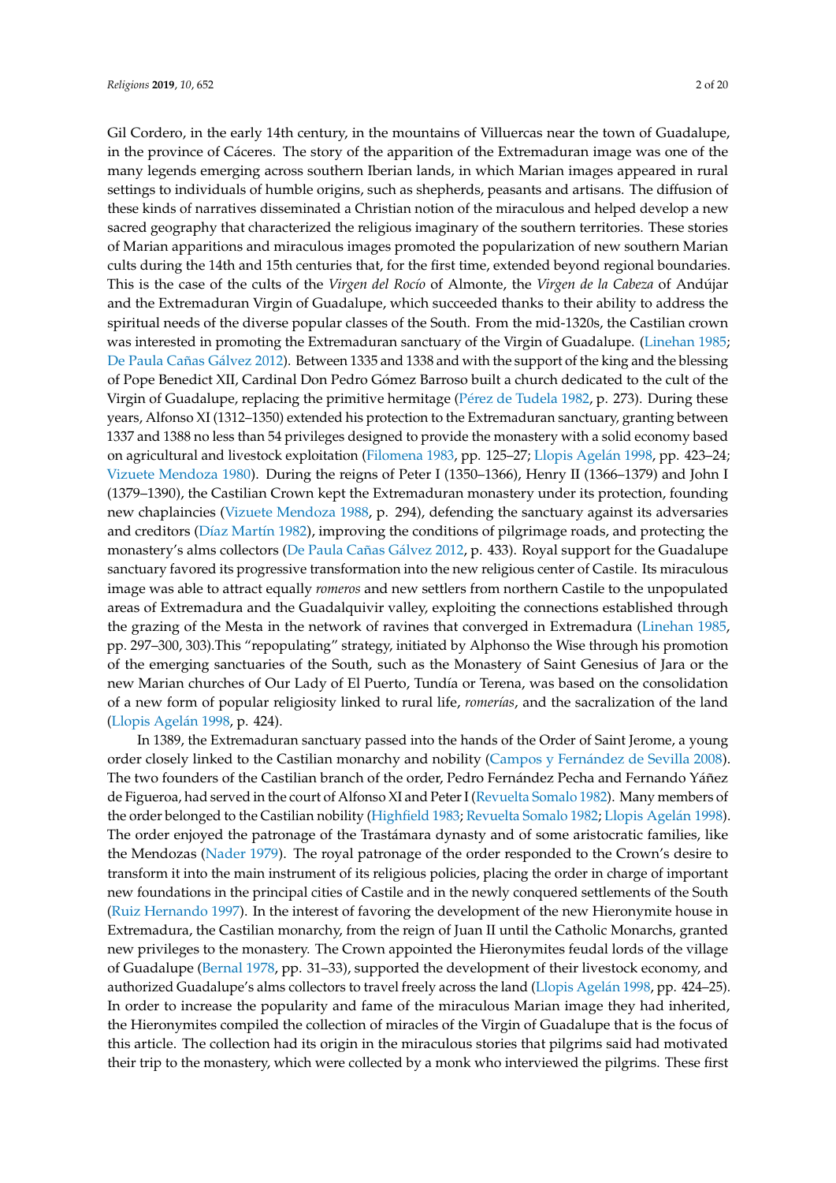Gil Cordero, in the early 14th century, in the mountains of Villuercas near the town of Guadalupe, in the province of Cáceres. The story of the apparition of the Extremaduran image was one of the many legends emerging across southern Iberian lands, in which Marian images appeared in rural settings to individuals of humble origins, such as shepherds, peasants and artisans. The diffusion of these kinds of narratives disseminated a Christian notion of the miraculous and helped develop a new sacred geography that characterized the religious imaginary of the southern territories. These stories of Marian apparitions and miraculous images promoted the popularization of new southern Marian cults during the 14th and 15th centuries that, for the first time, extended beyond regional boundaries. This is the case of the cults of the *Virgen del Rocío* of Almonte, the *Virgen de la Cabeza* of Andújar and the Extremaduran Virgin of Guadalupe, which succeeded thanks to their ability to address the spiritual needs of the diverse popular classes of the South. From the mid-1320s, the Castilian crown was interested in promoting the Extremaduran sanctuary of the Virgin of Guadalupe. (Linehan 1985; De Paula Cañas Gálvez 2012). Between 1335 and 1338 and with the support of the king and the blessing of Pope Benedict XII, Cardinal Don Pedro Gómez Barroso built a church dedicated to the cult of the Virgin of Guadalupe, replacing the primitive hermitage (Pérez de Tudela 1982, p. 273). During these years, Alfonso XI (1312–1350) extended his protection to the Extremaduran sanctuary, granting between 1337 and 1388 no less than 54 privileges designed to provide the monastery with a solid economy based on agricultural and livestock exploitation (Filomena 1983, pp. 125–27; Llopis Agelán 1998, pp. 423–24; Vizuete Mendoza 1980). During the reigns of Peter I (1350–1366), Henry II (1366–1379) and John I (1379–1390), the Castilian Crown kept the Extremaduran monastery under its protection, founding new chaplaincies (Vizuete Mendoza 1988, p. 294), defending the sanctuary against its adversaries and creditors (Díaz Martín 1982), improving the conditions of pilgrimage roads, and protecting the monastery's alms collectors (De Paula Cañas Gálvez 2012, p. 433). Royal support for the Guadalupe sanctuary favored its progressive transformation into the new religious center of Castile. Its miraculous image was able to attract equally *romeros* and new settlers from northern Castile to the unpopulated areas of Extremadura and the Guadalquivir valley, exploiting the connections established through the grazing of the Mesta in the network of ravines that converged in Extremadura (Linehan 1985, pp. 297–300, 303).This "repopulating" strategy, initiated by Alphonso the Wise through his promotion of the emerging sanctuaries of the South, such as the Monastery of Saint Genesius of Jara or the new Marian churches of Our Lady of El Puerto, Tundía or Terena, was based on the consolidation of a new form of popular religiosity linked to rural life, *romerías*, and the sacralization of the land (Llopis Agelán 1998, p. 424).

In 1389, the Extremaduran sanctuary passed into the hands of the Order of Saint Jerome, a young order closely linked to the Castilian monarchy and nobility (Campos y Fernández de Sevilla 2008). The two founders of the Castilian branch of the order, Pedro Fernández Pecha and Fernando Yáñez de Figueroa, had served in the court of Alfonso XI and Peter I (Revuelta Somalo 1982). Many members of the order belonged to the Castilian nobility (Highfield 1983; Revuelta Somalo 1982; Llopis Agelán 1998). The order enjoyed the patronage of the Trastámara dynasty and of some aristocratic families, like the Mendozas (Nader 1979). The royal patronage of the order responded to the Crown's desire to transform it into the main instrument of its religious policies, placing the order in charge of important new foundations in the principal cities of Castile and in the newly conquered settlements of the South (Ruiz Hernando 1997). In the interest of favoring the development of the new Hieronymite house in Extremadura, the Castilian monarchy, from the reign of Juan II until the Catholic Monarchs, granted new privileges to the monastery. The Crown appointed the Hieronymites feudal lords of the village of Guadalupe (Bernal 1978, pp. 31–33), supported the development of their livestock economy, and authorized Guadalupe's alms collectors to travel freely across the land (Llopis Agelán 1998, pp. 424–25). In order to increase the popularity and fame of the miraculous Marian image they had inherited, the Hieronymites compiled the collection of miracles of the Virgin of Guadalupe that is the focus of this article. The collection had its origin in the miraculous stories that pilgrims said had motivated their trip to the monastery, which were collected by a monk who interviewed the pilgrims. These first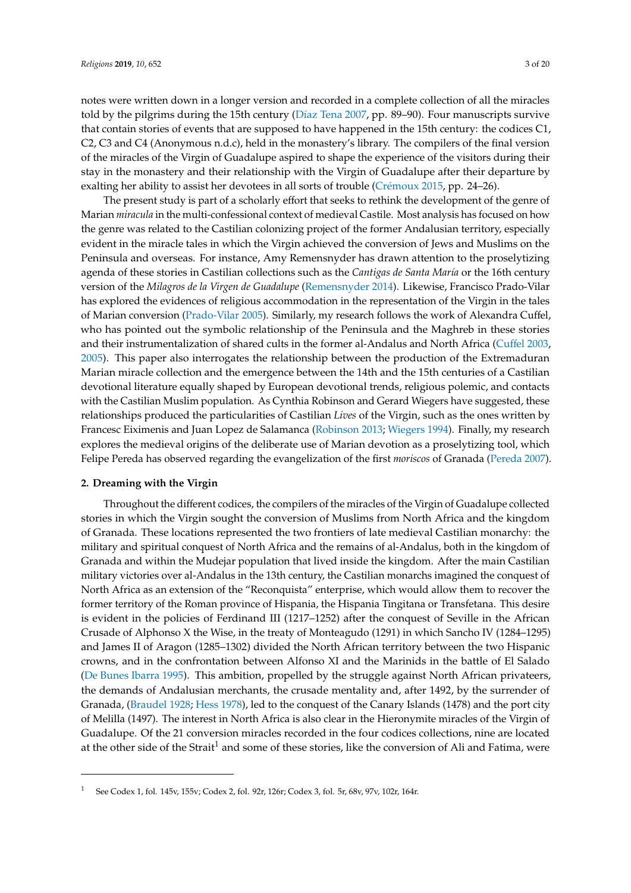notes were written down in a longer version and recorded in a complete collection of all the miracles told by the pilgrims during the 15th century (Díaz Tena 2007, pp. 89–90). Four manuscripts survive that contain stories of events that are supposed to have happened in the 15th century: the codices C1, C2, C3 and C4 (Anonymous n.d.c), held in the monastery's library. The compilers of the final version of the miracles of the Virgin of Guadalupe aspired to shape the experience of the visitors during their stay in the monastery and their relationship with the Virgin of Guadalupe after their departure by exalting her ability to assist her devotees in all sorts of trouble (Crémoux 2015, pp. 24–26).

The present study is part of a scholarly effort that seeks to rethink the development of the genre of Marian *miracula* in the multi-confessional context of medieval Castile. Most analysis has focused on how the genre was related to the Castilian colonizing project of the former Andalusian territory, especially evident in the miracle tales in which the Virgin achieved the conversion of Jews and Muslims on the Peninsula and overseas. For instance, Amy Remensnyder has drawn attention to the proselytizing agenda of these stories in Castilian collections such as the *Cantigas de Santa María* or the 16th century version of the *Milagros de la Virgen de Guadalupe* (Remensnyder 2014). Likewise, Francisco Prado-Vilar has explored the evidences of religious accommodation in the representation of the Virgin in the tales of Marian conversion (Prado-Vilar 2005). Similarly, my research follows the work of Alexandra Cuffel, who has pointed out the symbolic relationship of the Peninsula and the Maghreb in these stories and their instrumentalization of shared cults in the former al-Andalus and North Africa (Cuffel 2003, 2005). This paper also interrogates the relationship between the production of the Extremaduran Marian miracle collection and the emergence between the 14th and the 15th centuries of a Castilian devotional literature equally shaped by European devotional trends, religious polemic, and contacts with the Castilian Muslim population. As Cynthia Robinson and Gerard Wiegers have suggested, these relationships produced the particularities of Castilian *Lives* of the Virgin, such as the ones written by Francesc Eiximenis and Juan Lopez de Salamanca (Robinson 2013; Wiegers 1994). Finally, my research explores the medieval origins of the deliberate use of Marian devotion as a proselytizing tool, which Felipe Pereda has observed regarding the evangelization of the first *moriscos* of Granada (Pereda 2007).

## 2. Dreaming with the Virgin

Throughout the different codices, the compilers of the miracles of the Virgin of Guadalupe collected stories in which the Virgin sought the conversion of Muslims from North Africa and the kingdom of Granada. These locations represented the two frontiers of late medieval Castilian monarchy: the military and spiritual conquest of North Africa and the remains of al-Andalus, both in the kingdom of Granada and within the Mudejar population that lived inside the kingdom. After the main Castilian military victories over al-Andalus in the 13th century, the Castilian monarchs imagined the conquest of North Africa as an extension of the "Reconquista" enterprise, which would allow them to recover the former territory of the Roman province of Hispania, the Hispania Tingitana or Transfetana. This desire is evident in the policies of Ferdinand III (1217–1252) after the conquest of Seville in the African Crusade of Alphonso X the Wise, in the treaty of Monteagudo (1291) in which Sancho IV (1284–1295) and James II of Aragon (1285–1302) divided the North African territory between the two Hispanic crowns, and in the confrontation between Alfonso XI and the Marinids in the battle of El Salado (De Bunes Ibarra 1995). This ambition, propelled by the struggle against North African privateers, the demands of Andalusian merchants, the crusade mentality and, after 1492, by the surrender of Granada, (Braudel 1928; Hess 1978), led to the conquest of the Canary Islands (1478) and the port city of Melilla (1497). The interest in North Africa is also clear in the Hieronymite miracles of the Virgin of Guadalupe. Of the 21 conversion miracles recorded in the four codices collections, nine are located at the other side of the Strait[1] and some of these stories, like the conversion of Ali and Fatima, were

[1] See Codex 1, fol. 145v, 155v; Codex 2, fol. 92r, 126r; Codex 3, fol. 5r, 68v, 97v, 102r, 164r.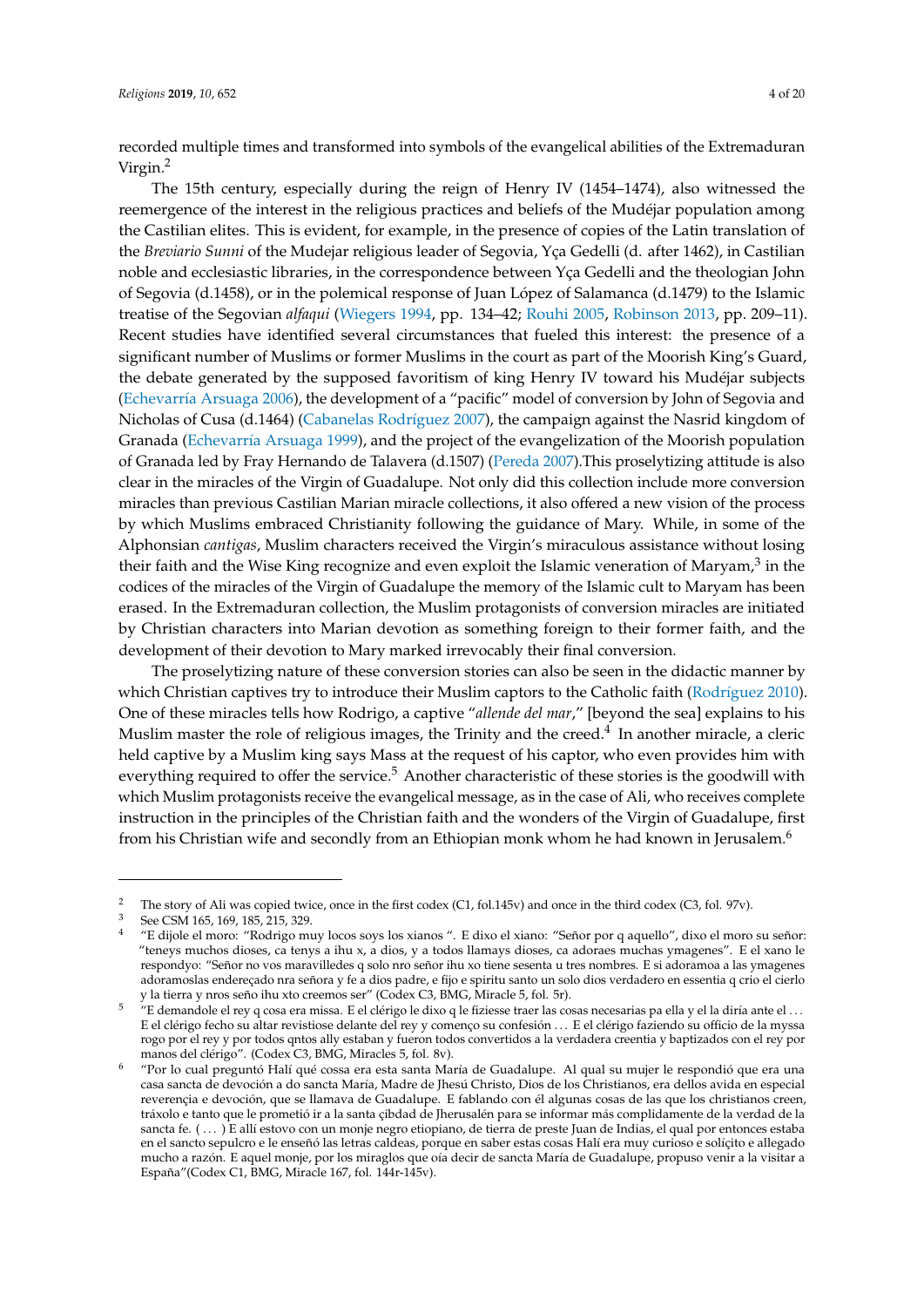recorded multiple times and transformed into symbols of the evangelical abilities of the Extremaduran Virgin.[2]

The 15th century, especially during the reign of Henry IV (1454–1474), also witnessed the reemergence of the interest in the religious practices and beliefs of the Mudéjar population among the Castilian elites. This is evident, for example, in the presence of copies of the Latin translation of the *Breviario Sunni* of the Mudejar religious leader of Segovia, Yça Gedelli (d. after 1462), in Castilian noble and ecclesiastic libraries, in the correspondence between Yça Gedelli and the theologian John of Segovia (d.1458), or in the polemical response of Juan López of Salamanca (d.1479) to the Islamic treatise of the Segovian *alfaqui* (Wiegers 1994, pp. 134–42; Rouhi 2005, Robinson 2013, pp. 209–11). Recent studies have identified several circumstances that fueled this interest: the presence of a significant number of Muslims or former Muslims in the court as part of the Moorish King's Guard, the debate generated by the supposed favoritism of king Henry IV toward his Mudéjar subjects (Echevarría Arsuaga 2006), the development of a "pacific" model of conversion by John of Segovia and Nicholas of Cusa (d.1464) (Cabanelas Rodríguez 2007), the campaign against the Nasrid kingdom of Granada (Echevarría Arsuaga 1999), and the project of the evangelization of the Moorish population of Granada led by Fray Hernando de Talavera (d.1507) (Pereda 2007).This proselytizing attitude is also clear in the miracles of the Virgin of Guadalupe. Not only did this collection include more conversion miracles than previous Castilian Marian miracle collections, it also offered a new vision of the process by which Muslims embraced Christianity following the guidance of Mary. While, in some of the Alphonsian *cantigas*, Muslim characters received the Virgin's miraculous assistance without losing their faith and the Wise King recognize and even exploit the Islamic veneration of Maryam,[3] in the codices of the miracles of the Virgin of Guadalupe the memory of the Islamic cult to Maryam has been erased. In the Extremaduran collection, the Muslim protagonists of conversion miracles are initiated by Christian characters into Marian devotion as something foreign to their former faith, and the development of their devotion to Mary marked irrevocably their final conversion.

The proselytizing nature of these conversion stories can also be seen in the didactic manner by which Christian captives try to introduce their Muslim captors to the Catholic faith (Rodríguez 2010). One of these miracles tells how Rodrigo, a captive "*allende del mar*," [beyond the sea] explains to his Muslim master the role of religious images, the Trinity and the creed.[4] In another miracle, a cleric held captive by a Muslim king says Mass at the request of his captor, who even provides him with everything required to offer the service.[5] Another characteristic of these stories is the goodwill with which Muslim protagonists receive the evangelical message, as in the case of Ali, who receives complete instruction in the principles of the Christian faith and the wonders of the Virgin of Guadalupe, first from his Christian wife and secondly from an Ethiopian monk whom he had known in Jerusalem.[6]

---

[2] The story of Ali was copied twice, once in the first codex (C1, fol.145v) and once in the third codex (C3, fol. 97v).

[3] See CSM 165, 169, 185, 215, 329.

[4] "E dijole el moro: "Rodrigo muy locos soys los xianos ". E dixo el xiano: "Señor por q aquello", dixo el moro su señor: "teneys muchos dioses, ca tenys a ihu x, a dios, y a todos llamays dioses, ca adoraes muchas ymagenes". E el xano le respondyo: "Señor no vos maravilledes q solo nro señor ihu xo tiene sesenta u tres nombres. E si adoramoa a las ymagenes adoramoslas endereçado nra señora y fe a dios padre, e fijo e spiritu santo un solo dios verdadero en essentia q crio el cierlo y la tierra y nros seño ihu xto creemos ser" (Codex C3, BMG, Miracle 5, fol. 5r).

[5] "E demandole el rey q cosa era missa. E el clérigo le dixo q le fiziesse traer las cosas necesarias pa ella y el la diría ante el ... E el clérigo fecho su altar revistiose delante del rey y començo su confesión ... E el clérigo faziendo su officio de la myssa rogo por el rey y por todos qntos ally estaban y fueron todos convertidos a la verdadera creentia y baptizados con el rey por manos del clérigo". (Codex C3, BMG, Miracles 5, fol. 8v).

[6] "Por lo cual preguntó Halí qué cossa era esta santa María de Guadalupe. Al qual su mujer le respondió que era una casa sancta de devoción a do sancta María, Madre de Jhesú Christo, Dios de los Christianos, era dellos avida en especial reverençia e devoción, que se llamava de Guadalupe. E fablando con él algunas cosas de las que los christianos creen, tráxolo e tanto que le prometió ir a la santa çibdad de Jherusalén para se informar más complidamente de la verdad de la sancta fe. ( ... ) E allí estovo con un monje negro etiopiano, de tierra de preste Juan de Indias, el qual por entonces estaba en el sancto sepulcro e le enseñó las letras caldeas, porque en saber estas cosas Halí era muy curioso e solíçito e allegado mucho a razón. E aquel monje, por los miraglos que oía decir de sancta María de Guadalupe, propuso venir a la visitar a España"(Codex C1, BMG, Miracle 167, fol. 144r-145v).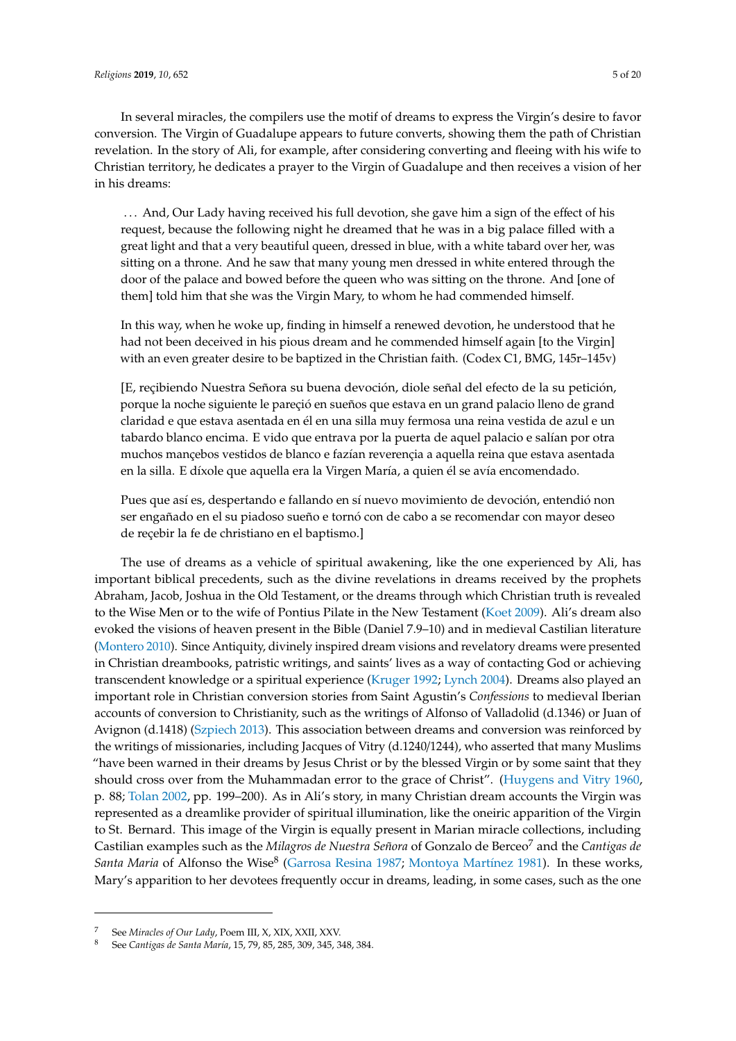In several miracles, the compilers use the motif of dreams to express the Virgin's desire to favor conversion. The Virgin of Guadalupe appears to future converts, showing them the path of Christian revelation. In the story of Ali, for example, after considering converting and fleeing with his wife to Christian territory, he dedicates a prayer to the Virgin of Guadalupe and then receives a vision of her in his dreams:

> ... And, Our Lady having received his full devotion, she gave him a sign of the effect of his request, because the following night he dreamed that he was in a big palace filled with a great light and that a very beautiful queen, dressed in blue, with a white tabard over her, was sitting on a throne. And he saw that many young men dressed in white entered through the door of the palace and bowed before the queen who was sitting on the throne. And [one of them] told him that she was the Virgin Mary, to whom he had commended himself.
>
> In this way, when he woke up, finding in himself a renewed devotion, he understood that he had not been deceived in his pious dream and he commended himself again [to the Virgin] with an even greater desire to be baptized in the Christian faith. (Codex C1, BMG, 145r–145v)
>
> [E, reçibiendo Nuestra Señora su buena devoción, diole señal del efecto de la su petición, porque la noche siguiente le pareçió en sueños que estava en un grand palacio lleno de grand claridad e que estava asentada en él en una silla muy fermosa una reina vestida de azul e un tabardo blanco encima. E vido que entrava por la puerta de aquel palacio e salían por otra muchos mançebos vestidos de blanco e fazían reverençia a aquella reina que estava asentada en la silla. E díxole que aquella era la Virgen María, a quien él se avía encomendado.
>
> Pues que así es, despertando e fallando en sí nuevo movimiento de devoción, entendió non ser engañado en el su piadoso sueño e tornó con de cabo a se recomendar con mayor deseo de reçebir la fe de christiano en el baptismo.]

The use of dreams as a vehicle of spiritual awakening, like the one experienced by Ali, has important biblical precedents, such as the divine revelations in dreams received by the prophets Abraham, Jacob, Joshua in the Old Testament, or the dreams through which Christian truth is revealed to the Wise Men or to the wife of Pontius Pilate in the New Testament (Koet 2009). Ali's dream also evoked the visions of heaven present in the Bible (Daniel 7.9–10) and in medieval Castilian literature (Montero 2010). Since Antiquity, divinely inspired dream visions and revelatory dreams were presented in Christian dreambooks, patristic writings, and saints' lives as a way of contacting God or achieving transcendent knowledge or a spiritual experience (Kruger 1992; Lynch 2004). Dreams also played an important role in Christian conversion stories from Saint Agustin's *Confessions* to medieval Iberian accounts of conversion to Christianity, such as the writings of Alfonso of Valladolid (d.1346) or Juan of Avignon (d.1418) (Szpiech 2013). This association between dreams and conversion was reinforced by the writings of missionaries, including Jacques of Vitry (d.1240/1244), who asserted that many Muslims "have been warned in their dreams by Jesus Christ or by the blessed Virgin or by some saint that they should cross over from the Muhammadan error to the grace of Christ". (Huygens and Vitry 1960, p. 88; Tolan 2002, pp. 199–200). As in Ali's story, in many Christian dream accounts the Virgin was represented as a dreamlike provider of spiritual illumination, like the oneiric apparition of the Virgin to St. Bernard. This image of the Virgin is equally present in Marian miracle collections, including Castilian examples such as the *Milagros de Nuestra Señora* of Gonzalo de Berceo[7] and the *Cantigas de Santa Maria* of Alfonso the Wise[8] (Garrosa Resina 1987; Montoya Martínez 1981). In these works, Mary's apparition to her devotees frequently occur in dreams, leading, in some cases, such as the one

---

[7] See *Miracles of Our Lady*, Poem III, X, XIX, XXII, XXV.

[8] See *Cantigas de Santa María*, 15, 79, 85, 285, 309, 345, 348, 384.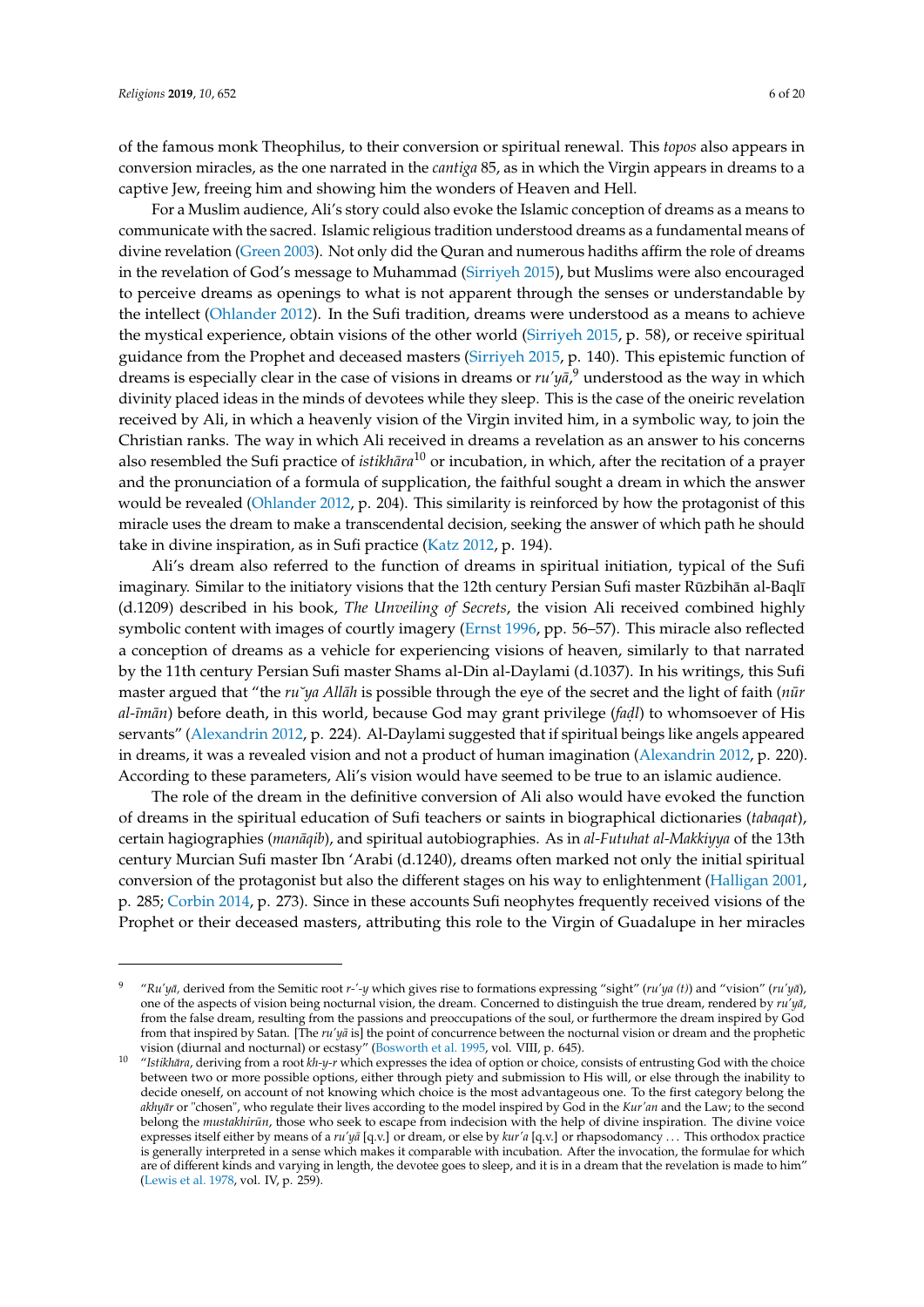of the famous monk Theophilus, to their conversion or spiritual renewal. This *topos* also appears in conversion miracles, as the one narrated in the *cantiga* 85, as in which the Virgin appears in dreams to a captive Jew, freeing him and showing him the wonders of Heaven and Hell.

For a Muslim audience, Ali's story could also evoke the Islamic conception of dreams as a means to communicate with the sacred. Islamic religious tradition understood dreams as a fundamental means of divine revelation (Green 2003). Not only did the Quran and numerous hadiths affirm the role of dreams in the revelation of God's message to Muhammad (Sirriyeh 2015), but Muslims were also encouraged to perceive dreams as openings to what is not apparent through the senses or understandable by the intellect (Ohlander 2012). In the Sufi tradition, dreams were understood as a means to achieve the mystical experience, obtain visions of the other world (Sirriyeh 2015, p. 58), or receive spiritual guidance from the Prophet and deceased masters (Sirriyeh 2015, p. 140). This epistemic function of dreams is especially clear in the case of visions in dreams or *ru'yā*,[9] understood as the way in which divinity placed ideas in the minds of devotees while they sleep. This is the case of the oneiric revelation received by Ali, in which a heavenly vision of the Virgin invited him, in a symbolic way, to join the Christian ranks. The way in which Ali received in dreams a revelation as an answer to his concerns also resembled the Sufi practice of *istikhāra*[10] or incubation, in which, after the recitation of a prayer and the pronunciation of a formula of supplication, the faithful sought a dream in which the answer would be revealed (Ohlander 2012, p. 204). This similarity is reinforced by how the protagonist of this miracle uses the dream to make a transcendental decision, seeking the answer of which path he should take in divine inspiration, as in Sufi practice (Katz 2012, p. 194).

Ali's dream also referred to the function of dreams in spiritual initiation, typical of the Sufi imaginary. Similar to the initiatory visions that the 12th century Persian Sufi master Rūzbihān al-Baqlī (d.1209) described in his book, *The Unveiling of Secrets*, the vision Ali received combined highly symbolic content with images of courtly imagery (Ernst 1996, pp. 56–57). This miracle also reflected a conception of dreams as a vehicle for experiencing visions of heaven, similarly to that narrated by the 11th century Persian Sufi master Shams al-Din al-Daylami (d.1037). In his writings, this Sufi master argued that "the *ru˘ya Allāh* is possible through the eye of the secret and the light of faith (*nūr al-īmān*) before death, in this world, because God may grant privilege (*faḍl*) to whomsoever of His servants" (Alexandrin 2012, p. 224). Al-Daylami suggested that if spiritual beings like angels appeared in dreams, it was a revealed vision and not a product of human imagination (Alexandrin 2012, p. 220). According to these parameters, Ali's vision would have seemed to be true to an islamic audience.

The role of the dream in the definitive conversion of Ali also would have evoked the function of dreams in the spiritual education of Sufi teachers or saints in biographical dictionaries (*tabaqat*), certain hagiographies (*manāqib*), and spiritual autobiographies. As in *al-Futuhat al-Makkiyya* of the 13th century Murcian Sufi master Ibn 'Arabi (d.1240), dreams often marked not only the initial spiritual conversion of the protagonist but also the different stages on his way to enlightenment (Halligan 2001, p. 285; Corbin 2014, p. 273). Since in these accounts Sufi neophytes frequently received visions of the Prophet or their deceased masters, attributing this role to the Virgin of Guadalupe in her miracles

---

[9] "*Ru'yā*, derived from the Semitic root *r-'-y* which gives rise to formations expressing "sight" (*ru'ya (t)*) and "vision" (*ru'yā*), one of the aspects of vision being nocturnal vision, the dream. Concerned to distinguish the true dream, rendered by *ru'yā*, from the false dream, resulting from the passions and preoccupations of the soul, or furthermore the dream inspired by God from that inspired by Satan. [The *ru'yā* is] the point of concurrence between the nocturnal vision or dream and the prophetic vision (diurnal and nocturnal) or ecstasy" (Bosworth et al. 1995, vol. VIII, p. 645).

[10] "*Istikhāra*, deriving from a root *kh-y-r* which expresses the idea of option or choice, consists of entrusting God with the choice between two or more possible options, either through piety and submission to His will, or else through the inability to decide oneself, on account of not knowing which choice is the most advantageous one. To the first category belong the *akhyār* or "chosen", who regulate their lives according to the model inspired by God in the *Kur'an* and the Law; to the second belong the *mustakhirūn*, those who seek to escape from indecision with the help of divine inspiration. The divine voice expresses itself either by means of a *ru'yā* [q.v.] or dream, or else by *kur'a* [q.v.] or rhapsodomancy ... This orthodox practice is generally interpreted in a sense which makes it comparable with incubation. After the invocation, the formulae for which are of different kinds and varying in length, the devotee goes to sleep, and it is in a dream that the revelation is made to him" (Lewis et al. 1978, vol. IV, p. 259).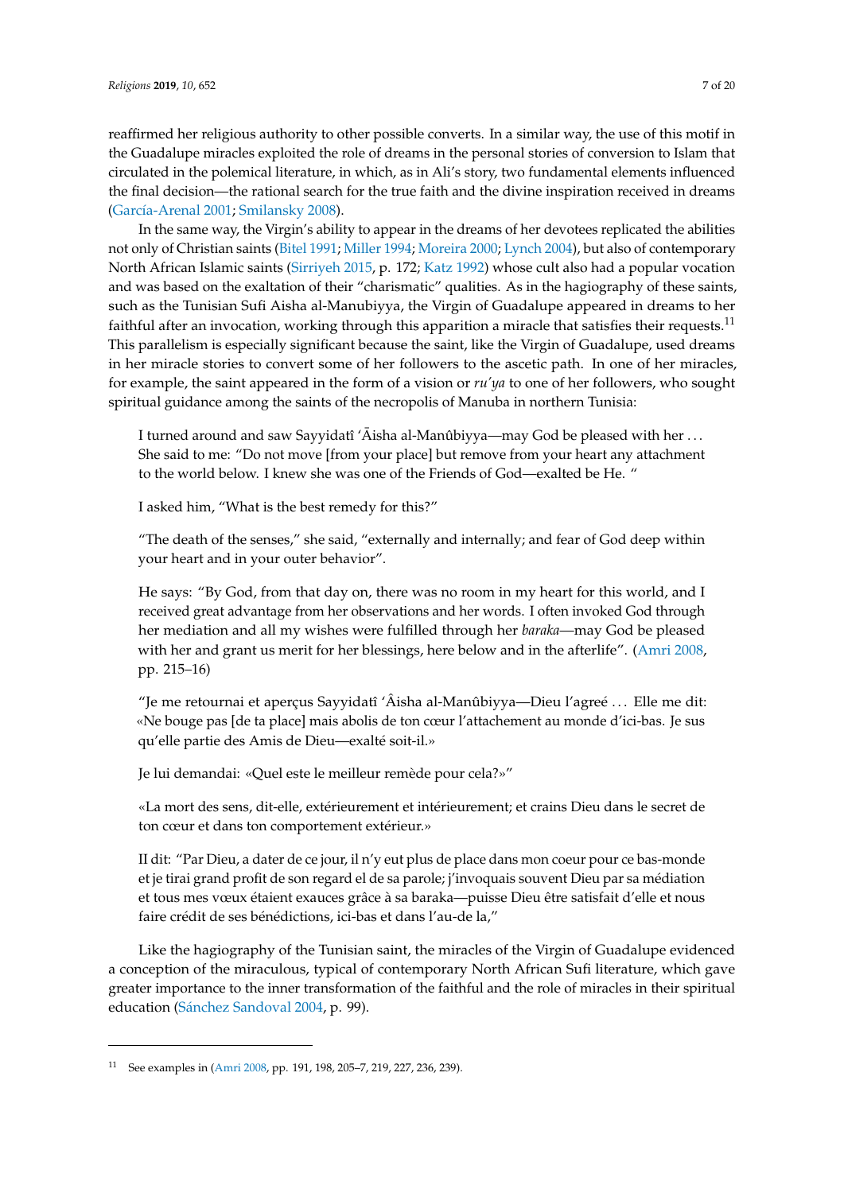reaffirmed her religious authority to other possible converts. In a similar way, the use of this motif in the Guadalupe miracles exploited the role of dreams in the personal stories of conversion to Islam that circulated in the polemical literature, in which, as in Ali's story, two fundamental elements influenced the final decision—the rational search for the true faith and the divine inspiration received in dreams (García-Arenal 2001; Smilansky 2008).

In the same way, the Virgin's ability to appear in the dreams of her devotees replicated the abilities not only of Christian saints (Bitel 1991; Miller 1994; Moreira 2000; Lynch 2004), but also of contemporary North African Islamic saints (Sirriyeh 2015, p. 172; Katz 1992) whose cult also had a popular vocation and was based on the exaltation of their "charismatic" qualities. As in the hagiography of these saints, such as the Tunisian Sufi Aisha al-Manubiyya, the Virgin of Guadalupe appeared in dreams to her faithful after an invocation, working through this apparition a miracle that satisfies their requests.[11] This parallelism is especially significant because the saint, like the Virgin of Guadalupe, used dreams in her miracle stories to convert some of her followers to the ascetic path. In one of her miracles, for example, the saint appeared in the form of a vision or *ru'ya* to one of her followers, who sought spiritual guidance among the saints of the necropolis of Manuba in northern Tunisia:

> I turned around and saw Sayyidatî 'Āisha al-Manûbiyya—may God be pleased with her ... She said to me: "Do not move [from your place] but remove from your heart any attachment to the world below. I knew she was one of the Friends of God—exalted be He. "
>
> I asked him, "What is the best remedy for this?"
>
> "The death of the senses," she said, "externally and internally; and fear of God deep within your heart and in your outer behavior".
>
> He says: "By God, from that day on, there was no room in my heart for this world, and I received great advantage from her observations and her words. I often invoked God through her mediation and all my wishes were fulfilled through her *baraka*—may God be pleased with her and grant us merit for her blessings, here below and in the afterlife". (Amri 2008, pp. 215–16)
>
> "Je me retournai et aperçus Sayyidatî 'Âisha al-Manûbiyya—Dieu l'agreé ... Elle me dit: «Ne bouge pas [de ta place] mais abolis de ton cœur l'attachement au monde d'ici-bas. Je sus qu'elle partie des Amis de Dieu—exalté soit-il.»
>
> Je lui demandai: «Quel este le meilleur remède pour cela?»"
>
> «La mort des sens, dit-elle, extérieurement et intérieurement; et crains Dieu dans le secret de ton cœur et dans ton comportement extérieur.»
>
> Il dit: "Par Dieu, a dater de ce jour, il n'y eut plus de place dans mon coeur pour ce bas-monde et je tirai grand profit de son regard el de sa parole; j'invoquais souvent Dieu par sa médiation et tous mes vœux étaient exauces grâce à sa baraka—puisse Dieu être satisfait d'elle et nous faire crédit de ses bénédictions, ici-bas et dans l'au-de la,"

Like the hagiography of the Tunisian saint, the miracles of the Virgin of Guadalupe evidenced a conception of the miraculous, typical of contemporary North African Sufi literature, which gave greater importance to the inner transformation of the faithful and the role of miracles in their spiritual education (Sánchez Sandoval 2004, p. 99).

---

[11] See examples in (Amri 2008, pp. 191, 198, 205–7, 219, 227, 236, 239).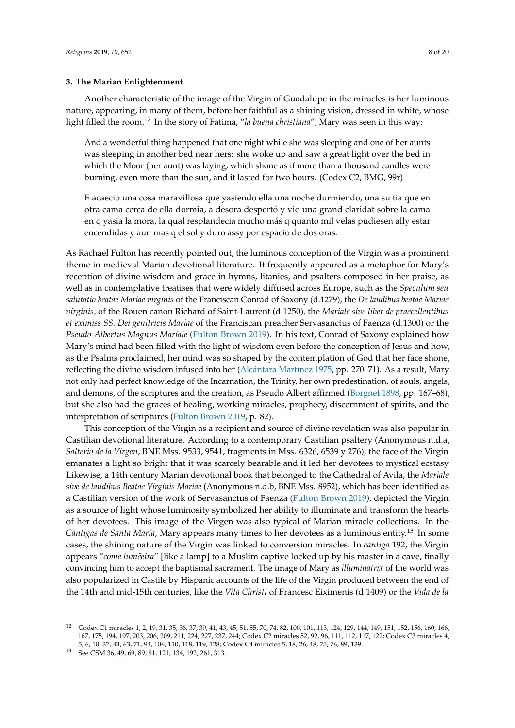## 3. The Marian Enlightenment

Another characteristic of the image of the Virgin of Guadalupe in the miracles is her luminous nature, appearing, in many of them, before her faithful as a shining vision, dressed in white, whose light filled the room.[12] In the story of Fatima, "*la buena christiana*", Mary was seen in this way:

> And a wonderful thing happened that one night while she was sleeping and one of her aunts was sleeping in another bed near hers: she woke up and saw a great light over the bed in which the Moor (her aunt) was laying, which shone as if more than a thousand candles were burning, even more than the sun, and it lasted for two hours. (Codex C2, BMG, 99r)

> E acaecio una cosa maravillosa que yasiendo ella una noche durmiendo, una su tia que en otra cama cerca de ella dormia, a desora despertó y vio una grand claridat sobre la cama en q yasia la mora, la qual resplandecia mucho más q quanto mil velas pudiesen ally estar encendidas y aun mas q el sol y duro assy por espacio de dos oras.

As Rachael Fulton has recently pointed out, the luminous conception of the Virgin was a prominent theme in medieval Marian devotional literature. It frequently appeared as a metaphor for Mary's reception of divine wisdom and grace in hymns, litanies, and psalters composed in her praise, as well as in contemplative treatises that were widely diffused across Europe, such as the *Speculum seu salutatio beatae Mariae virginis* of the Franciscan Conrad of Saxony (d.1279), the *De laudibus beatae Mariae virginis,* of the Rouen canon Richard of Saint-Laurent (d.1250), the *Mariale sive liber de praecellentibus et eximiss SS. Dei genitricis Mariae* of the Franciscan preacher Servasanctus of Faenza (d.1300) or the *Pseudo-Albertus Magnus Mariale* (Fulton Brown 2019). In his text, Conrad of Saxony explained how Mary's mind had been filled with the light of wisdom even before the conception of Jesus and how, as the Psalms proclaimed, her mind was so shaped by the contemplation of God that her face shone, reflecting the divine wisdom infused into her (Alcántara Martínez 1975, pp. 270–71). As a result, Mary not only had perfect knowledge of the Incarnation, the Trinity, her own predestination, of souls, angels, and demons, of the scriptures and the creation, as Pseudo Albert affirmed (Borgnet 1898, pp. 167–68), but she also had the graces of healing, working miracles, prophecy, discernment of spirits, and the interpretation of scriptures (Fulton Brown 2019, p. 82).

This conception of the Virgin as a recipient and source of divine revelation was also popular in Castilian devotional literature. According to a contemporary Castilian psaltery (Anonymous n.d.a, *Salterio de la Virgen*, BNE Mss. 9533, 9541, fragments in Mss. 6326, 6539 y 276), the face of the Virgin emanates a light so bright that it was scarcely bearable and it led her devotees to mystical ecstasy. Likewise, a 14th century Marian devotional book that belonged to the Cathedral of Avila, the *Mariale sive de laudibus Beatae Virginis Mariae* (Anonymous n.d.b, BNE Mss. 8952), which has been identified as a Castilian version of the work of Servasanctus of Faenza (Fulton Brown 2019), depicted the Virgin as a source of light whose luminosity symbolized her ability to illuminate and transform the hearts of her devotees. This image of the Virgen was also typical of Marian miracle collections. In the *Cantigas de Santa María*, Mary appears many times to her devotees as a luminous entity.[13] In some cases, the shining nature of the Virgin was linked to conversion miracles. In *cantiga* 192, the Virgin appears *"come lumẽeira"* [like a lamp] to a Muslim captive locked up by his master in a cave, finally convincing him to accept the baptismal sacrament. The image of Mary as *illuminatrix* of the world was also popularized in Castile by Hispanic accounts of the life of the Virgin produced between the end of the 14th and mid-15th centuries, like the *Vita Christi* of Francesc Eiximenis (d.1409) or the *Vida de la*

---

[12] Codex C1 miracles 1, 2, 19, 31, 35, 36, 37, 39, 41, 43, 45, 51, 55, 70, 74, 82, 100, 101, 113, 124, 129, 144, 149, 151, 152, 156, 160, 166, 167, 175, 194, 197, 203, 206, 209, 211, 224, 227, 237, 244; Codex C2 miracles 52, 92, 96, 111, 112, 117, 122; Codex C3 miracles 4, 5, 6, 10, 37, 43, 63, 71, 94, 106, 110, 118, 119, 128; Codex C4 miracles 5, 18, 26, 48, 75, 76, 89, 139.

[13] See CSM 36, 49, 69, 89, 91, 121, 134, 192, 261, 313.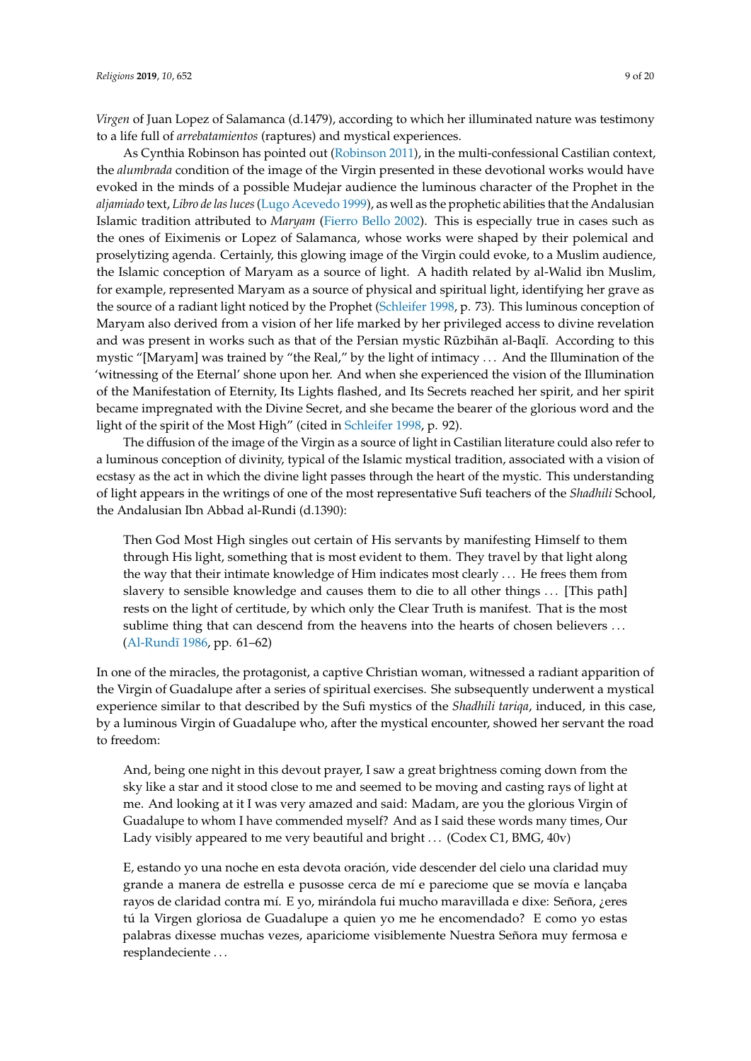*Virgen* of Juan Lopez of Salamanca (d.1479), according to which her illuminated nature was testimony to a life full of *arrebatamientos* (raptures) and mystical experiences.

As Cynthia Robinson has pointed out (Robinson 2011), in the multi-confessional Castilian context, the *alumbrada* condition of the image of the Virgin presented in these devotional works would have evoked in the minds of a possible Mudejar audience the luminous character of the Prophet in the *aljamiado* text, *Libro de las luces* (Lugo Acevedo 1999), as well as the prophetic abilities that the Andalusian Islamic tradition attributed to *Maryam* (Fierro Bello 2002). This is especially true in cases such as the ones of Eiximenis or Lopez of Salamanca, whose works were shaped by their polemical and proselytizing agenda. Certainly, this glowing image of the Virgin could evoke, to a Muslim audience, the Islamic conception of Maryam as a source of light. A hadith related by al-Walid ibn Muslim, for example, represented Maryam as a source of physical and spiritual light, identifying her grave as the source of a radiant light noticed by the Prophet (Schleifer 1998, p. 73). This luminous conception of Maryam also derived from a vision of her life marked by her privileged access to divine revelation and was present in works such as that of the Persian mystic Rūzbihān al-Baqlī. According to this mystic "[Maryam] was trained by "the Real," by the light of intimacy ... And the Illumination of the 'witnessing of the Eternal' shone upon her. And when she experienced the vision of the Illumination of the Manifestation of Eternity, Its Lights flashed, and Its Secrets reached her spirit, and her spirit became impregnated with the Divine Secret, and she became the bearer of the glorious word and the light of the spirit of the Most High" (cited in Schleifer 1998, p. 92).

The diffusion of the image of the Virgin as a source of light in Castilian literature could also refer to a luminous conception of divinity, typical of the Islamic mystical tradition, associated with a vision of ecstasy as the act in which the divine light passes through the heart of the mystic. This understanding of light appears in the writings of one of the most representative Sufi teachers of the *Shadhili* School, the Andalusian Ibn Abbad al-Rundi (d.1390):

> Then God Most High singles out certain of His servants by manifesting Himself to them through His light, something that is most evident to them. They travel by that light along the way that their intimate knowledge of Him indicates most clearly ... He frees them from slavery to sensible knowledge and causes them to die to all other things ... [This path] rests on the light of certitude, by which only the Clear Truth is manifest. That is the most sublime thing that can descend from the heavens into the hearts of chosen believers ... (Al-Rundī 1986, pp. 61–62)

In one of the miracles, the protagonist, a captive Christian woman, witnessed a radiant apparition of the Virgin of Guadalupe after a series of spiritual exercises. She subsequently underwent a mystical experience similar to that described by the Sufi mystics of the *Shadhili tariqa*, induced, in this case, by a luminous Virgin of Guadalupe who, after the mystical encounter, showed her servant the road to freedom:

> And, being one night in this devout prayer, I saw a great brightness coming down from the sky like a star and it stood close to me and seemed to be moving and casting rays of light at me. And looking at it I was very amazed and said: Madam, are you the glorious Virgin of Guadalupe to whom I have commended myself? And as I said these words many times, Our Lady visibly appeared to me very beautiful and bright ... (Codex C1, BMG, 40v)
>
> E, estando yo una noche en esta devota oración, vide descender del cielo una claridad muy grande a manera de estrella e pusosse cerca de mí e pareciome que se movía e lançaba rayos de claridad contra mí. E yo, mirándola fui mucho maravillada e dixe: Señora, ¿eres tú la Virgen gloriosa de Guadalupe a quien yo me he encomendado? E como yo estas palabras dixesse muchas vezes, apariciome visiblemente Nuestra Señora muy fermosa e resplandeciente ...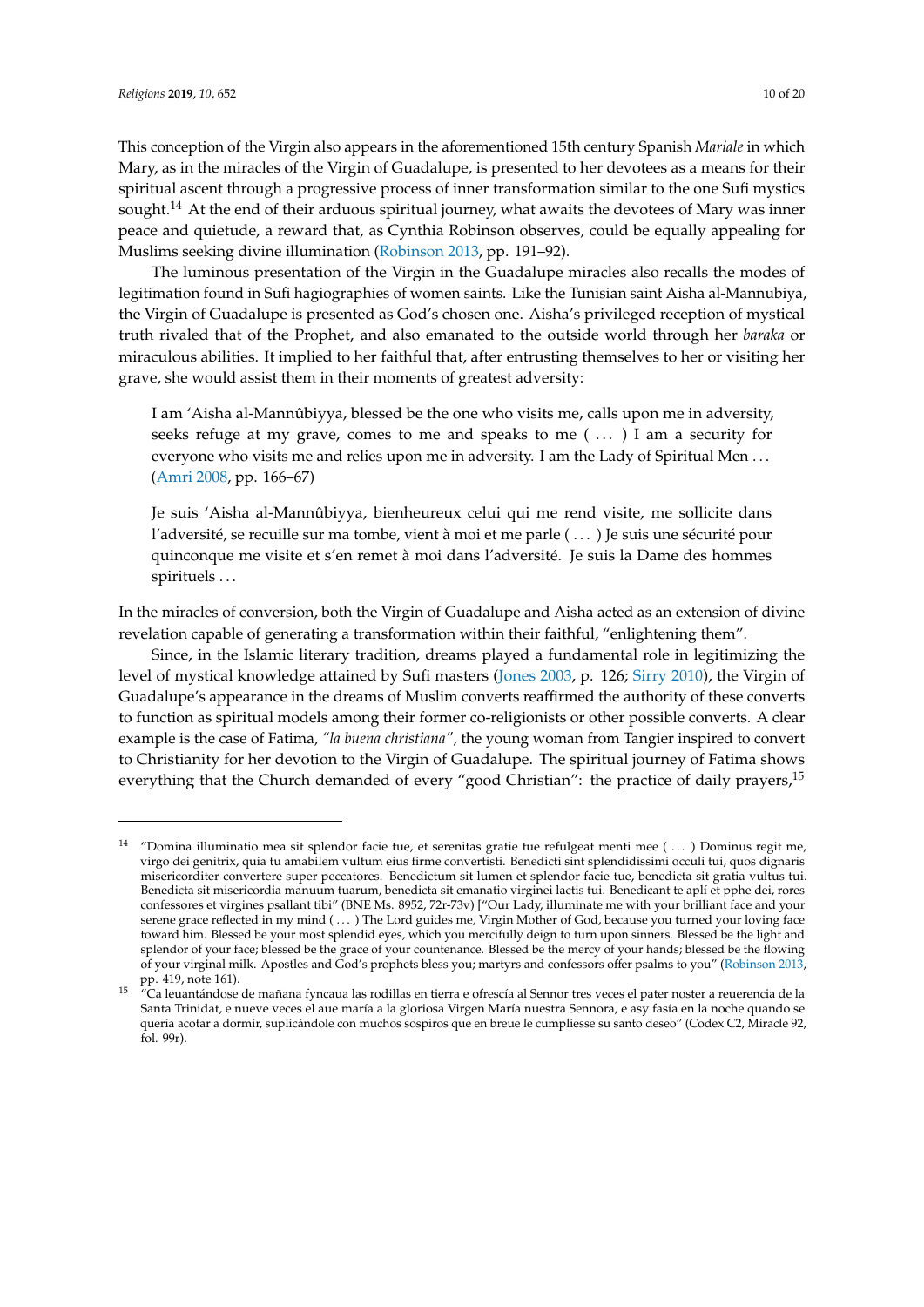This conception of the Virgin also appears in the aforementioned 15th century Spanish *Mariale* in which Mary, as in the miracles of the Virgin of Guadalupe, is presented to her devotees as a means for their spiritual ascent through a progressive process of inner transformation similar to the one Sufi mystics sought.[14] At the end of their arduous spiritual journey, what awaits the devotees of Mary was inner peace and quietude, a reward that, as Cynthia Robinson observes, could be equally appealing for Muslims seeking divine illumination (Robinson 2013, pp. 191–92).

The luminous presentation of the Virgin in the Guadalupe miracles also recalls the modes of legitimation found in Sufi hagiographies of women saints. Like the Tunisian saint Aisha al-Mannubiya, the Virgin of Guadalupe is presented as God's chosen one. Aisha's privileged reception of mystical truth rivaled that of the Prophet, and also emanated to the outside world through her *baraka* or miraculous abilities. It implied to her faithful that, after entrusting themselves to her or visiting her grave, she would assist them in their moments of greatest adversity:

> I am 'Aisha al-Mannûbiyya, blessed be the one who visits me, calls upon me in adversity, seeks refuge at my grave, comes to me and speaks to me ( ... ) I am a security for everyone who visits me and relies upon me in adversity. I am the Lady of Spiritual Men ... (Amri 2008, pp. 166–67)
>
> Je suis 'Aisha al-Mannûbiyya, bienheureux celui qui me rend visite, me sollicite dans l'adversité, se recuille sur ma tombe, vient à moi et me parle ( ... ) Je suis une sécurité pour quinconque me visite et s'en remet à moi dans l'adversité. Je suis la Dame des hommes spirituels ...

In the miracles of conversion, both the Virgin of Guadalupe and Aisha acted as an extension of divine revelation capable of generating a transformation within their faithful, "enlightening them".

Since, in the Islamic literary tradition, dreams played a fundamental role in legitimizing the level of mystical knowledge attained by Sufi masters (Jones 2003, p. 126; Sirry 2010), the Virgin of Guadalupe's appearance in the dreams of Muslim converts reaffirmed the authority of these converts to function as spiritual models among their former co-religionists or other possible converts. A clear example is the case of Fatima, *"la buena christiana"*, the young woman from Tangier inspired to convert to Christianity for her devotion to the Virgin of Guadalupe. The spiritual journey of Fatima shows everything that the Church demanded of every "good Christian": the practice of daily prayers,[15]

---

[14] "Domina illuminatio mea sit splendor facie tue, et serenitas gratie tue refulgeat menti mee ( ... ) Dominus regit me, virgo dei genitrix, quia tu amabilem vultum eius firme convertisti. Benedicti sint splendidissimi occuli tui, quos dignaris misericorditer convertere super peccatores. Benedictum sit lumen et splendor facie tue, benedicta sit gratia vultus tui. Benedicta sit misericordia manuum tuarum, benedicta sit emanatio virginei lactis tui. Benedicant te aplí et pphe dei, rores confessores et virgines psallant tibi" (BNE Ms. 8952, 72r-73v) ["Our Lady, illuminate me with your brilliant face and your serene grace reflected in my mind ( ... ) The Lord guides me, Virgin Mother of God, because you turned your loving face toward him. Blessed be your most splendid eyes, which you mercifully deign to turn upon sinners. Blessed be the light and splendor of your face; blessed be the grace of your countenance. Blessed be the mercy of your hands; blessed be the flowing of your virginal milk. Apostles and God's prophets bless you; martyrs and confessors offer psalms to you" (Robinson 2013, pp. 419, note 161).

[15] "Ca leuantándose de mañana fyncaua las rodillas en tierra e ofrescía al Sennor tres veces el pater noster a reuerencia de la Santa Trinidat, e nueve veces el aue maría a la gloriosa Virgen María nuestra Sennora, e asy fasía en la noche quando se quería acotar a dormir, suplicándole con muchos sospiros que en breue le cumpliesse su santo deseo" (Codex C2, Miracle 92, fol. 99r).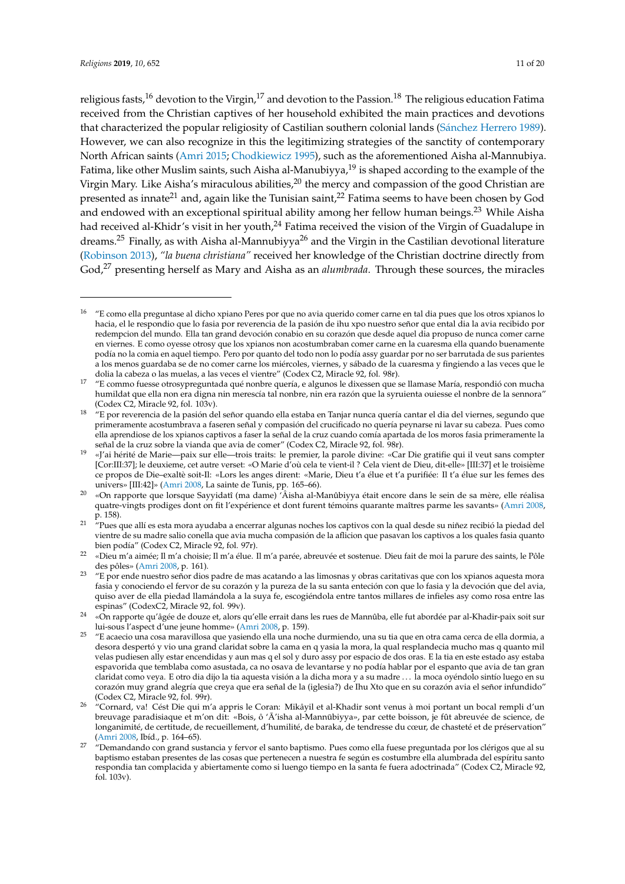religious fasts,[16] devotion to the Virgin,[17] and devotion to the Passion.[18] The religious education Fatima received from the Christian captives of her household exhibited the main practices and devotions that characterized the popular religiosity of Castilian southern colonial lands (Sánchez Herrero 1989). However, we can also recognize in this the legitimizing strategies of the sanctity of contemporary North African saints (Amri 2015; Chodkiewicz 1995), such as the aforementioned Aisha al-Mannubiya. Fatima, like other Muslim saints, such Aisha al-Manubiyya,[19] is shaped according to the example of the Virgin Mary. Like Aisha's miraculous abilities,[20] the mercy and compassion of the good Christian are presented as innate[21] and, again like the Tunisian saint,[22] Fatima seems to have been chosen by God and endowed with an exceptional spiritual ability among her fellow human beings.[23] While Aisha had received al-Khidr's visit in her youth,[24] Fatima received the vision of the Virgin of Guadalupe in dreams.[25] Finally, as with Aisha al-Mannubiyya[26] and the Virgin in the Castilian devotional literature (Robinson 2013), *"la buena christiana"* received her knowledge of the Christian doctrine directly from God,[27] presenting herself as Mary and Aisha as an *alumbrada*. Through these sources, the miracles

---

[16] "E como ella preguntase al dicho xpiano Peres por que no avia querido comer carne en tal dia pues que los otros xpianos lo hacia, el le respondio que lo fasia por reverencia de la pasión de ihu xpo nuestro señor que ental dia la avia recibido por redempcion del mundo. Ella tan grand devoción conabio en su corazón que desde aquel dia propuso de nunca comer carne en viernes. E como oyesse otrosy que los xpianos non acostumbraban comer carne en la cuaresma ella quando buenamente podía no la comia en aquel tiempo. Pero por quanto del todo non lo podía assy guardar por no ser barrutada de sus parientes a los menos guardaba se de no comer carne los miércoles, viernes, y sábado de la cuaresma y fingiendo a las veces que le dolia la cabeza o las muelas, a las veces el vientre" (Codex C2, Miracle 92, fol. 98r).

[17] "E commo fuesse otrosypreguntada qué nonbre quería, e algunos le dixessen que se llamase María, respondió con mucha humildat que ella non era digna nin merescía tal nonbre, nin era razón que la syruienta ouiesse el nonbre de la sennora" (Codex C2, Miracle 92, fol. 103v).

[18] "E por reverencia de la pasión del señor quando ella estaba en Tanjar nunca quería cantar el dia del viernes, segundo que primeramente acostumbrava a faseren señal y compasión del crucificado no quería peynarse ni lavar su cabeza. Pues como ella aprendiose de los xpianos captivos a faser la señal de la cruz cuando comía apartada de los moros fasia primeramente la señal de la cruz sobre la vianda que avia de comer" (Codex C2, Miracle 92, fol. 98r).

[19] «J'ai hérité de Marie—paix sur elle—trois traits: le premier, la parole divine: «Car Die gratifie qui il veut sans compter [Cor:III:37]; le deuxieme, cet autre verset: «O Marie d'où cela te vient-il ? Cela vient de Dieu, dit-elle» [III:37] et le troisième ce propos de Die–exaltè soit-Il: «Lors les anges dirent: «Marie, Dieu t'a élue et t'a purifiée: Il t'a élue sur les femes des univers» [III:42]» (Amri 2008, La sainte de Tunis, pp. 165–66).

[20] «On rapporte que lorsque Sayyidatî (ma dame) 'Âisha al-Manûbiyya était encore dans le sein de sa mère, elle réalisa quatre-vingts prodiges dont on fit l'expérience et dont furent témoins quarante maîtres parme les savants» (Amri 2008, p. 158).

[21] "Pues que allí es esta mora ayudaba a encerrar algunas noches los captivos con la qual desde su niñez recibió la piedad del vientre de su madre salio conella que avia mucha compasión de la aflicion que pasavan los captivos a los quales fasia quanto bien podía" (Codex C2, Miracle 92, fol. 97r).

[22] «Dieu m'a aimée; Il m'a choisie; Il m'a élue. Il m'a parée, abreuvée et sostenue. Dieu fait de moi la parure des saints, le Pôle des pôles» (Amri 2008, p. 161).

[23] "E por ende nuestro señor dios padre de mas acatando a las limosnas y obras caritativas que con los xpianos aquesta mora fasia y conociendo el fervor de su corazón y la pureza de la su santa enteción con que lo fasia y la devoción que del avia, quiso aver de ella piedad llamándola a la suya fe, escogiéndola entre tantos millares de infieles asy como rosa entre las espinas" (CodexC2, Miracle 92, fol. 99v).

[24] «On rapporte qu'âgée de douze et, alors qu'elle errait dans les rues de Mannûba, elle fut abordée par al-Khadir-paix soit sur lui-sous l'aspect d'une jeune homme» (Amri 2008, p. 159).

[25] "E acaecio una cosa maravillosa que yasiendo ella una noche durmiendo, una su tia que en otra cama cerca de ella dormia, a desora despertó y vio una grand claridat sobre la cama en q yasia la mora, la qual resplandecia mucho mas q quanto mil velas pudiesen ally estar encendidas y aun mas q el sol y duro assy por espacio de dos oras. E la tia en este estado asy estaba espavorida que temblaba como asusada, ca no osava de levantarse y no podía hablar por el espanto que avia de tan gran claridat como veya. E otro dia dijo la tia aquesta visión a la dicha mora y a su madre . . . la moca oyéndolo sintío luego en su corazón muy grand alegría que creya que era señal de la (iglesia?) de Ihu Xto que en su corazón avia el señor infundido" (Codex C2, Miracle 92, fol. 99r).

[26] "Cornard, va! Cést Die qui m'a appris le Coran: Mikâyil et al-Khadir sont venus à moi portant un bocal rempli d'un breuvage paradisiaque et m'on dit: «Bois, ô 'Â'isha al-Mannūbiyya», par cette boisson, je fût abreuvée de science, de longanimité, de certitude, de recueillement, d'humilité, de baraka, de tendresse du cœur, de chasteté et de préservation" (Amri 2008, Ibíd., p. 164–65).

[27] "Demandando con grand sustancia y fervor el santo baptismo. Pues como ella fuese preguntada por los clérigos que al su baptismo estaban presentes de las cosas que pertenecen a nuestra fe según es costumbre ella alumbrada del espíritu santo respondia tan complacida y abiertamente como si luengo tiempo en la santa fe fuera adoctrinada" (Codex C2, Miracle 92, fol. 103v).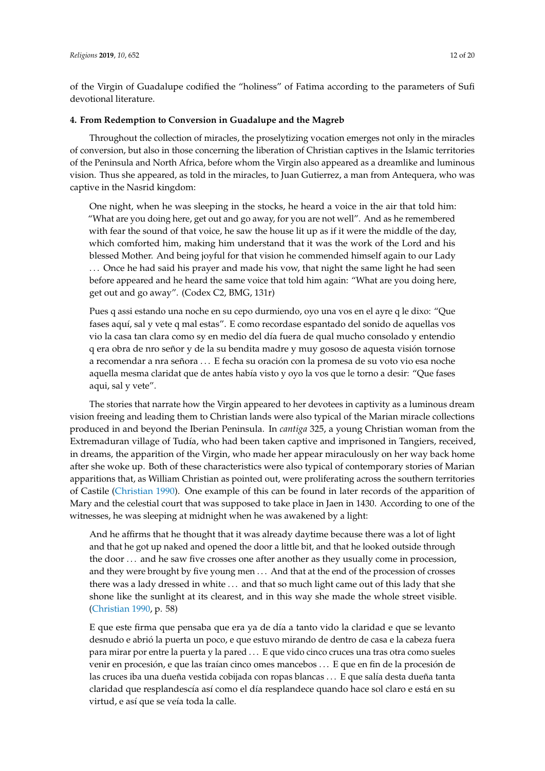of the Virgin of Guadalupe codified the "holiness" of Fatima according to the parameters of Sufi devotional literature.

**4. From Redemption to Conversion in Guadalupe and the Magreb**

Throughout the collection of miracles, the proselytizing vocation emerges not only in the miracles of conversion, but also in those concerning the liberation of Christian captives in the Islamic territories of the Peninsula and North Africa, before whom the Virgin also appeared as a dreamlike and luminous vision. Thus she appeared, as told in the miracles, to Juan Gutierrez, a man from Antequera, who was captive in the Nasrid kingdom:

> One night, when he was sleeping in the stocks, he heard a voice in the air that told him: "What are you doing here, get out and go away, for you are not well". And as he remembered with fear the sound of that voice, he saw the house lit up as if it were the middle of the day, which comforted him, making him understand that it was the work of the Lord and his blessed Mother. And being joyful for that vision he commended himself again to our Lady ... Once he had said his prayer and made his vow, that night the same light he had seen before appeared and he heard the same voice that told him again: "What are you doing here, get out and go away". (Codex C2, BMG, 131r)

> Pues q assi estando una noche en su cepo durmiendo, oyo una vos en el ayre q le dixo: "Que fases aquí, sal y vete q mal estas". E como recordase espantado del sonido de aquellas vos vio la casa tan clara como sy en medio del día fuera de qual mucho consolado y entendio q era obra de nro señor y de la su bendita madre y muy gososo de aquesta visión tornose a recomendar a nra señora ... E fecha su oración con la promesa de su voto vio esa noche aquella mesma claridat que de antes había visto y oyo la vos que le torno a desir: "Que fases aqui, sal y vete".

The stories that narrate how the Virgin appeared to her devotees in captivity as a luminous dream vision freeing and leading them to Christian lands were also typical of the Marian miracle collections produced in and beyond the Iberian Peninsula. In *cantiga* 325, a young Christian woman from the Extremaduran village of Tudía, who had been taken captive and imprisoned in Tangiers, received, in dreams, the apparition of the Virgin, who made her appear miraculously on her way back home after she woke up. Both of these characteristics were also typical of contemporary stories of Marian apparitions that, as William Christian as pointed out, were proliferating across the southern territories of Castile (Christian 1990). One example of this can be found in later records of the apparition of Mary and the celestial court that was supposed to take place in Jaen in 1430. According to one of the witnesses, he was sleeping at midnight when he was awakened by a light:

> And he affirms that he thought that it was already daytime because there was a lot of light and that he got up naked and opened the door a little bit, and that he looked outside through the door ... and he saw five crosses one after another as they usually come in procession, and they were brought by five young men ... And that at the end of the procession of crosses there was a lady dressed in white ... and that so much light came out of this lady that she shone like the sunlight at its clearest, and in this way she made the whole street visible. (Christian 1990, p. 58)

> E que este firma que pensaba que era ya de día a tanto vido la claridad e que se levanto desnudo e abrió la puerta un poco, e que estuvo mirando de dentro de casa e la cabeza fuera para mirar por entre la puerta y la pared ... E que vido cinco cruces una tras otra como sueles venir en procesión, e que las traían cinco omes mancebos ... E que en fin de la procesión de las cruces iba una dueña vestida cobijada con ropas blancas ... E que salía desta dueña tanta claridad que resplandescía así como el día resplandece quando hace sol claro e está en su virtud, e así que se veía toda la calle.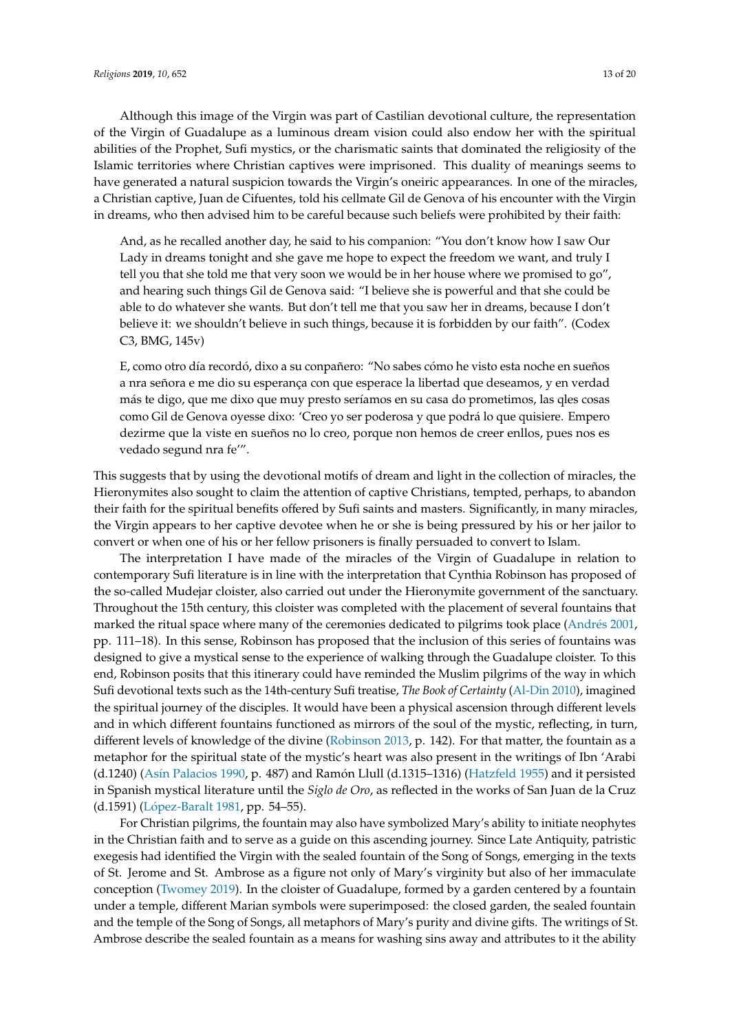Although this image of the Virgin was part of Castilian devotional culture, the representation of the Virgin of Guadalupe as a luminous dream vision could also endow her with the spiritual abilities of the Prophet, Sufi mystics, or the charismatic saints that dominated the religiosity of the Islamic territories where Christian captives were imprisoned. This duality of meanings seems to have generated a natural suspicion towards the Virgin's oneiric appearances. In one of the miracles, a Christian captive, Juan de Cifuentes, told his cellmate Gil de Genova of his encounter with the Virgin in dreams, who then advised him to be careful because such beliefs were prohibited by their faith:

> And, as he recalled another day, he said to his companion: "You don't know how I saw Our Lady in dreams tonight and she gave me hope to expect the freedom we want, and truly I tell you that she told me that very soon we would be in her house where we promised to go", and hearing such things Gil de Genova said: "I believe she is powerful and that she could be able to do whatever she wants. But don't tell me that you saw her in dreams, because I don't believe it: we shouldn't believe in such things, because it is forbidden by our faith". (Codex C3, BMG, 145v)
>
> E, como otro día recordó, dixo a su conpañero: "No sabes cómo he visto esta noche en sueños a nra señora e me dio su esperança con que esperace la libertad que deseamos, y en verdad más te digo, que me dixo que muy presto seríamos en su casa do prometimos, las qles cosas como Gil de Genova oyesse dixo: 'Creo yo ser poderosa y que podrá lo que quisiere. Empero dezirme que la viste en sueños no lo creo, porque non hemos de creer enllos, pues nos es vedado segund nra fe'".

This suggests that by using the devotional motifs of dream and light in the collection of miracles, the Hieronymites also sought to claim the attention of captive Christians, tempted, perhaps, to abandon their faith for the spiritual benefits offered by Sufi saints and masters. Significantly, in many miracles, the Virgin appears to her captive devotee when he or she is being pressured by his or her jailor to convert or when one of his or her fellow prisoners is finally persuaded to convert to Islam.

The interpretation I have made of the miracles of the Virgin of Guadalupe in relation to contemporary Sufi literature is in line with the interpretation that Cynthia Robinson has proposed of the so-called Mudejar cloister, also carried out under the Hieronymite government of the sanctuary. Throughout the 15th century, this cloister was completed with the placement of several fountains that marked the ritual space where many of the ceremonies dedicated to pilgrims took place (Andrés 2001, pp. 111–18). In this sense, Robinson has proposed that the inclusion of this series of fountains was designed to give a mystical sense to the experience of walking through the Guadalupe cloister. To this end, Robinson posits that this itinerary could have reminded the Muslim pilgrims of the way in which Sufi devotional texts such as the 14th-century Sufi treatise, *The Book of Certainty* (Al-Din 2010), imagined the spiritual journey of the disciples. It would have been a physical ascension through different levels and in which different fountains functioned as mirrors of the soul of the mystic, reflecting, in turn, different levels of knowledge of the divine (Robinson 2013, p. 142). For that matter, the fountain as a metaphor for the spiritual state of the mystic's heart was also present in the writings of Ibn 'Arabi (d.1240) (Asín Palacios 1990, p. 487) and Ramón Llull (d.1315–1316) (Hatzfeld 1955) and it persisted in Spanish mystical literature until the *Siglo de Oro*, as reflected in the works of San Juan de la Cruz (d.1591) (López-Baralt 1981, pp. 54–55).

For Christian pilgrims, the fountain may also have symbolized Mary's ability to initiate neophytes in the Christian faith and to serve as a guide on this ascending journey. Since Late Antiquity, patristic exegesis had identified the Virgin with the sealed fountain of the Song of Songs, emerging in the texts of St. Jerome and St. Ambrose as a figure not only of Mary's virginity but also of her immaculate conception (Twomey 2019). In the cloister of Guadalupe, formed by a garden centered by a fountain under a temple, different Marian symbols were superimposed: the closed garden, the sealed fountain and the temple of the Song of Songs, all metaphors of Mary's purity and divine gifts. The writings of St. Ambrose describe the sealed fountain as a means for washing sins away and attributes to it the ability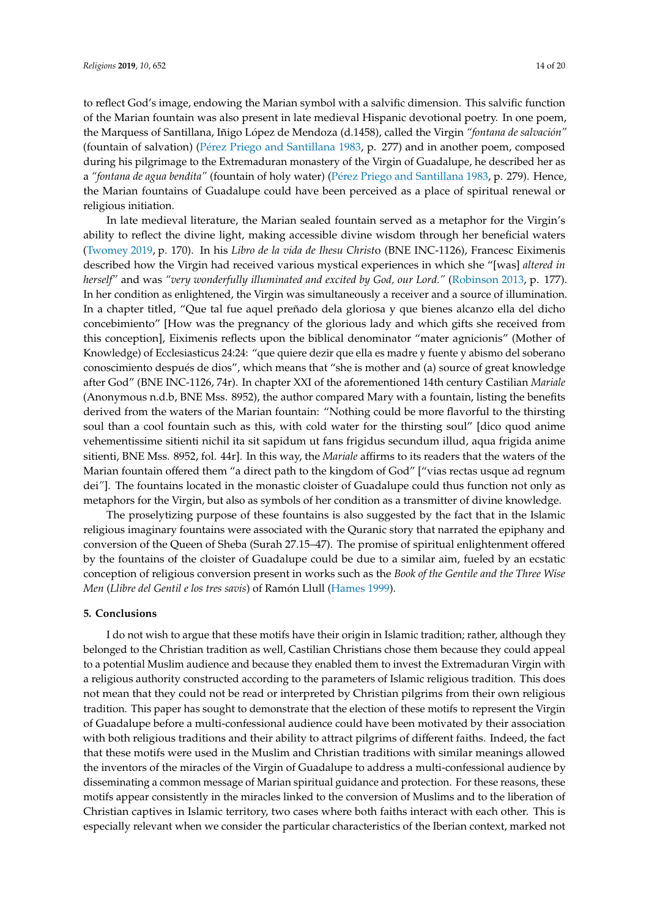to reflect God's image, endowing the Marian symbol with a salvific dimension. This salvific function of the Marian fountain was also present in late medieval Hispanic devotional poetry. In one poem, the Marquess of Santillana, Iñigo López de Mendoza (d.1458), called the Virgin *"fontana de salvación"* (fountain of salvation) (Pérez Priego and Santillana 1983, p. 277) and in another poem, composed during his pilgrimage to the Extremaduran monastery of the Virgin of Guadalupe, he described her as a *"fontana de agua bendita"* (fountain of holy water) (Pérez Priego and Santillana 1983, p. 279). Hence, the Marian fountains of Guadalupe could have been perceived as a place of spiritual renewal or religious initiation.

In late medieval literature, the Marian sealed fountain served as a metaphor for the Virgin's ability to reflect the divine light, making accessible divine wisdom through her beneficial waters (Twomey 2019, p. 170). In his *Libro de la vida de Ihesu Christo* (BNE INC-1126), Francesc Eiximenis described how the Virgin had received various mystical experiences in which she "[was] *altered in herself*" and was *"very wonderfully illuminated and excited by God, our Lord."* (Robinson 2013, p. 177). In her condition as enlightened, the Virgin was simultaneously a receiver and a source of illumination. In a chapter titled, "Que tal fue aquel preñado dela gloriosa y que bienes alcanzo ella del dicho concebimiento" [How was the pregnancy of the glorious lady and which gifts she received from this conception], Eiximenis reflects upon the biblical denominator "mater agnicionis" (Mother of Knowledge) of Ecclesiasticus 24:24: "que quiere dezir que ella es madre y fuente y abismo del soberano conoscimiento después de dios", which means that "she is mother and (a) source of great knowledge after God" (BNE INC-1126, 74r). In chapter XXI of the aforementioned 14th century Castilian *Mariale* (Anonymous n.d.b, BNE Mss. 8952), the author compared Mary with a fountain, listing the benefits derived from the waters of the Marian fountain: "Nothing could be more flavorful to the thirsting soul than a cool fountain such as this, with cold water for the thirsting soul" [dico quod anime vehementissime sitienti nichil ita sit sapidum ut fans frigidus secundum illud, aqua frigida anime sitienti, BNE Mss. 8952, fol. 44r]. In this way, the *Mariale* affirms to its readers that the waters of the Marian fountain offered them "a direct path to the kingdom of God" ["vias rectas usque ad regnum dei"]. The fountains located in the monastic cloister of Guadalupe could thus function not only as metaphors for the Virgin, but also as symbols of her condition as a transmitter of divine knowledge.

The proselytizing purpose of these fountains is also suggested by the fact that in the Islamic religious imaginary fountains were associated with the Quranic story that narrated the epiphany and conversion of the Queen of Sheba (Surah 27.15–47). The promise of spiritual enlightenment offered by the fountains of the cloister of Guadalupe could be due to a similar aim, fueled by an ecstatic conception of religious conversion present in works such as the *Book of the Gentile and the Three Wise Men* (*Llibre del Gentil e los tres savis*) of Ramón Llull (Hames 1999).

## 5. Conclusions

I do not wish to argue that these motifs have their origin in Islamic tradition; rather, although they belonged to the Christian tradition as well, Castilian Christians chose them because they could appeal to a potential Muslim audience and because they enabled them to invest the Extremaduran Virgin with a religious authority constructed according to the parameters of Islamic religious tradition. This does not mean that they could not be read or interpreted by Christian pilgrims from their own religious tradition. This paper has sought to demonstrate that the election of these motifs to represent the Virgin of Guadalupe before a multi-confessional audience could have been motivated by their association with both religious traditions and their ability to attract pilgrims of different faiths. Indeed, the fact that these motifs were used in the Muslim and Christian traditions with similar meanings allowed the inventors of the miracles of the Virgin of Guadalupe to address a multi-confessional audience by disseminating a common message of Marian spiritual guidance and protection. For these reasons, these motifs appear consistently in the miracles linked to the conversion of Muslims and to the liberation of Christian captives in Islamic territory, two cases where both faiths interact with each other. This is especially relevant when we consider the particular characteristics of the Iberian context, marked not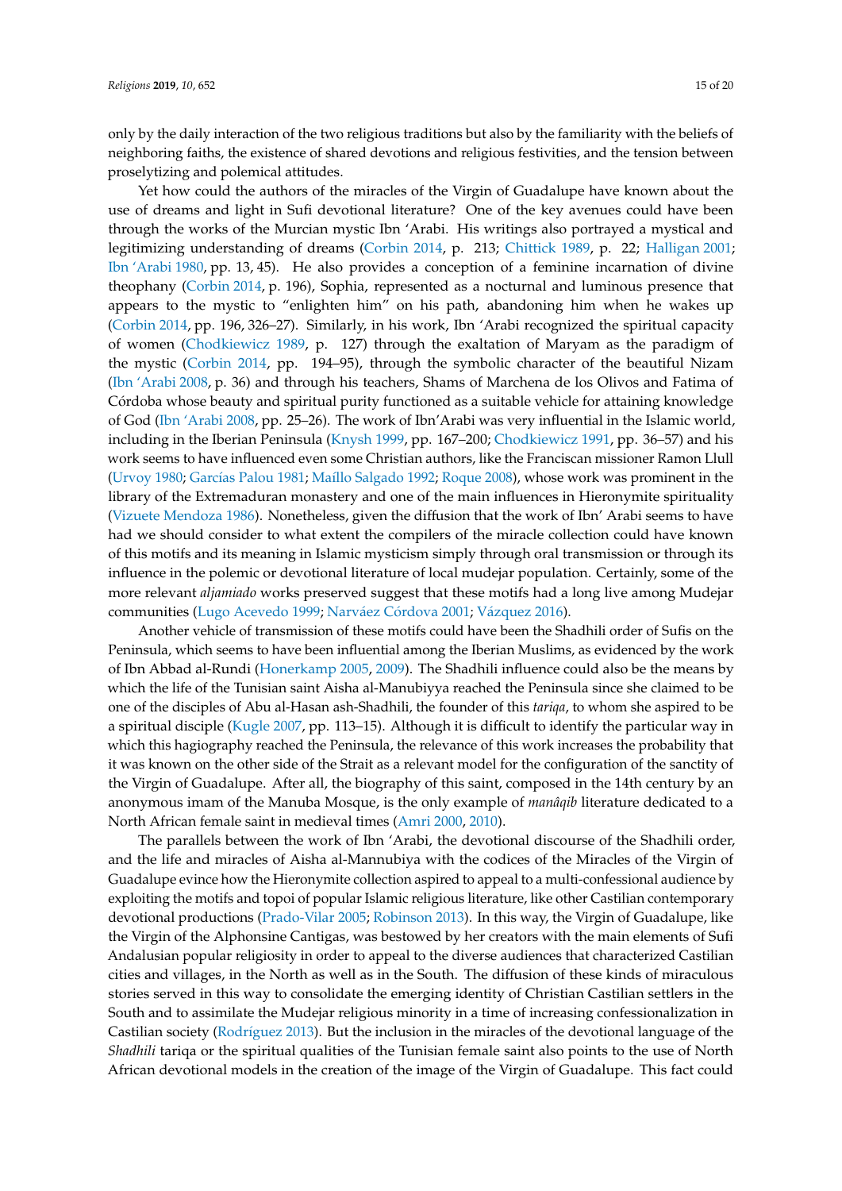only by the daily interaction of the two religious traditions but also by the familiarity with the beliefs of neighboring faiths, the existence of shared devotions and religious festivities, and the tension between proselytizing and polemical attitudes.

Yet how could the authors of the miracles of the Virgin of Guadalupe have known about the use of dreams and light in Sufi devotional literature? One of the key avenues could have been through the works of the Murcian mystic Ibn 'Arabi. His writings also portrayed a mystical and legitimizing understanding of dreams (Corbin 2014, p. 213; Chittick 1989, p. 22; Halligan 2001; Ibn 'Arabi 1980, pp. 13, 45). He also provides a conception of a feminine incarnation of divine theophany (Corbin 2014, p. 196), Sophia, represented as a nocturnal and luminous presence that appears to the mystic to "enlighten him" on his path, abandoning him when he wakes up (Corbin 2014, pp. 196, 326–27). Similarly, in his work, Ibn 'Arabi recognized the spiritual capacity of women (Chodkiewicz 1989, p. 127) through the exaltation of Maryam as the paradigm of the mystic (Corbin 2014, pp. 194–95), through the symbolic character of the beautiful Nizam (Ibn 'Arabi 2008, p. 36) and through his teachers, Shams of Marchena de los Olivos and Fatima of Córdoba whose beauty and spiritual purity functioned as a suitable vehicle for attaining knowledge of God (Ibn 'Arabi 2008, pp. 25–26). The work of Ibn'Arabi was very influential in the Islamic world, including in the Iberian Peninsula (Knysh 1999, pp. 167–200; Chodkiewicz 1991, pp. 36–57) and his work seems to have influenced even some Christian authors, like the Franciscan missioner Ramon Llull (Urvoy 1980; Garcías Palou 1981; Maíllo Salgado 1992; Roque 2008), whose work was prominent in the library of the Extremaduran monastery and one of the main influences in Hieronymite spirituality (Vizuete Mendoza 1986). Nonetheless, given the diffusion that the work of Ibn' Arabi seems to have had we should consider to what extent the compilers of the miracle collection could have known of this motifs and its meaning in Islamic mysticism simply through oral transmission or through its influence in the polemic or devotional literature of local mudejar population. Certainly, some of the more relevant *aljamiado* works preserved suggest that these motifs had a long live among Mudejar communities (Lugo Acevedo 1999; Narváez Córdova 2001; Vázquez 2016).

Another vehicle of transmission of these motifs could have been the Shadhili order of Sufis on the Peninsula, which seems to have been influential among the Iberian Muslims, as evidenced by the work of Ibn Abbad al-Rundi (Honerkamp 2005, 2009). The Shadhili influence could also be the means by which the life of the Tunisian saint Aisha al-Manubiyya reached the Peninsula since she claimed to be one of the disciples of Abu al-Hasan ash-Shadhili, the founder of this *tariqa*, to whom she aspired to be a spiritual disciple (Kugle 2007, pp. 113–15). Although it is difficult to identify the particular way in which this hagiography reached the Peninsula, the relevance of this work increases the probability that it was known on the other side of the Strait as a relevant model for the configuration of the sanctity of the Virgin of Guadalupe. After all, the biography of this saint, composed in the 14th century by an anonymous imam of the Manuba Mosque, is the only example of *manâqib* literature dedicated to a North African female saint in medieval times (Amri 2000, 2010).

The parallels between the work of Ibn 'Arabi, the devotional discourse of the Shadhili order, and the life and miracles of Aisha al-Mannubiya with the codices of the Miracles of the Virgin of Guadalupe evince how the Hieronymite collection aspired to appeal to a multi-confessional audience by exploiting the motifs and topoi of popular Islamic religious literature, like other Castilian contemporary devotional productions (Prado-Vilar 2005; Robinson 2013). In this way, the Virgin of Guadalupe, like the Virgin of the Alphonsine Cantigas, was bestowed by her creators with the main elements of Sufi Andalusian popular religiosity in order to appeal to the diverse audiences that characterized Castilian cities and villages, in the North as well as in the South. The diffusion of these kinds of miraculous stories served in this way to consolidate the emerging identity of Christian Castilian settlers in the South and to assimilate the Mudejar religious minority in a time of increasing confessionalization in Castilian society (Rodríguez 2013). But the inclusion in the miracles of the devotional language of the *Shadhili* tariqa or the spiritual qualities of the Tunisian female saint also points to the use of North African devotional models in the creation of the image of the Virgin of Guadalupe. This fact could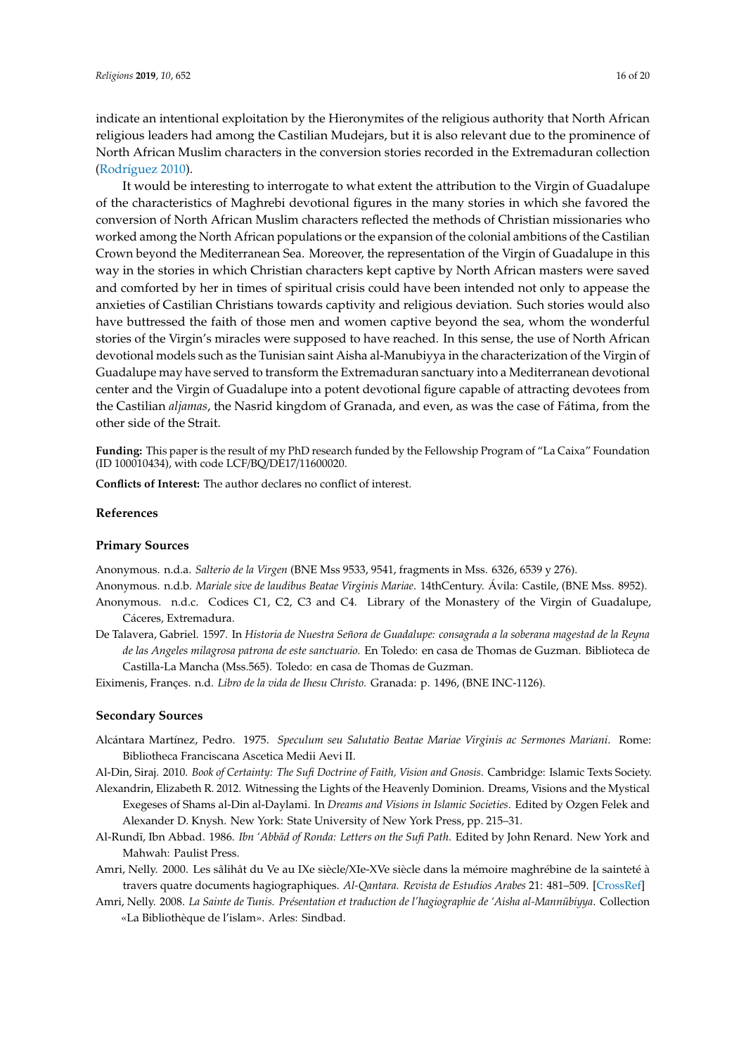indicate an intentional exploitation by the Hieronymites of the religious authority that North African religious leaders had among the Castilian Mudejars, but it is also relevant due to the prominence of North African Muslim characters in the conversion stories recorded in the Extremaduran collection (Rodríguez 2010).

It would be interesting to interrogate to what extent the attribution to the Virgin of Guadalupe of the characteristics of Maghrebi devotional figures in the many stories in which she favored the conversion of North African Muslim characters reflected the methods of Christian missionaries who worked among the North African populations or the expansion of the colonial ambitions of the Castilian Crown beyond the Mediterranean Sea. Moreover, the representation of the Virgin of Guadalupe in this way in the stories in which Christian characters kept captive by North African masters were saved and comforted by her in times of spiritual crisis could have been intended not only to appease the anxieties of Castilian Christians towards captivity and religious deviation. Such stories would also have buttressed the faith of those men and women captive beyond the sea, whom the wonderful stories of the Virgin's miracles were supposed to have reached. In this sense, the use of North African devotional models such as the Tunisian saint Aisha al-Manubiyya in the characterization of the Virgin of Guadalupe may have served to transform the Extremaduran sanctuary into a Mediterranean devotional center and the Virgin of Guadalupe into a potent devotional figure capable of attracting devotees from the Castilian *aljamas*, the Nasrid kingdom of Granada, and even, as was the case of Fátima, from the other side of the Strait.

**Funding:** This paper is the result of my PhD research funded by the Fellowship Program of "La Caixa" Foundation (ID 100010434), with code LCF/BQ/DE17/11600020.

**Conflicts of Interest:** The author declares no conflict of interest.

## References

### Primary Sources

Anonymous. n.d.a. *Salterio de la Virgen* (BNE Mss 9533, 9541, fragments in Mss. 6326, 6539 y 276).

Anonymous. n.d.b. *Mariale sive de laudibus Beatae Virginis Mariae*. 14thCentury. Ávila: Castile, (BNE Mss. 8952).

Anonymous. n.d.c. Codices C1, C2, C3 and C4. Library of the Monastery of the Virgin of Guadalupe, Cáceres, Extremadura.

De Talavera, Gabriel. 1597. In *Historia de Nuestra Señora de Guadalupe: consagrada a la soberana magestad de la Reyna de las Angeles milagrosa patrona de este sanctuario.* En Toledo: en casa de Thomas de Guzman. Biblioteca de Castilla-La Mancha (Mss.565). Toledo: en casa de Thomas de Guzman.

Eiximenis, Françes. n.d. *Libro de la vida de Ihesu Christo.* Granada: p. 1496, (BNE INC-1126).

### Secondary Sources

Alcántara Martínez, Pedro. 1975. *Speculum seu Salutatio Beatae Mariae Virginis ac Sermones Mariani*. Rome: Bibliotheca Franciscana Ascetica Medii Aevi II.

Al-Din, Siraj. 2010. *Book of Certainty: The Sufi Doctrine of Faith, Vision and Gnosis*. Cambridge: Islamic Texts Society.

Alexandrin, Elizabeth R. 2012. Witnessing the Lights of the Heavenly Dominion. Dreams, Visions and the Mystical Exegeses of Shams al-Din al-Daylami. In *Dreams and Visions in Islamic Societies*. Edited by Ozgen Felek and Alexander D. Knysh. New York: State University of New York Press, pp. 215–31.

Al-Rundī, Ibn Abbad. 1986. *Ibn 'Abbād of Ronda: Letters on the Sufi Path*. Edited by John Renard. New York and Mahwah: Paulist Press.

Amri, Nelly. 2000. Les sâlihât du Ve au IXe siècle/XIe-XVe siècle dans la mémoire maghrébine de la sainteté à travers quatre documents hagiographiques. *Al-Qantara. Revista de Estudios Arabes* 21: 481–509. [CrossRef]

Amri, Nelly. 2008. *La Sainte de Tunis. Présentation et traduction de l'hagiographie de 'Aisha al-Mannūbiyya*. Collection «La Bibliothèque de l'islam». Arles: Sindbad.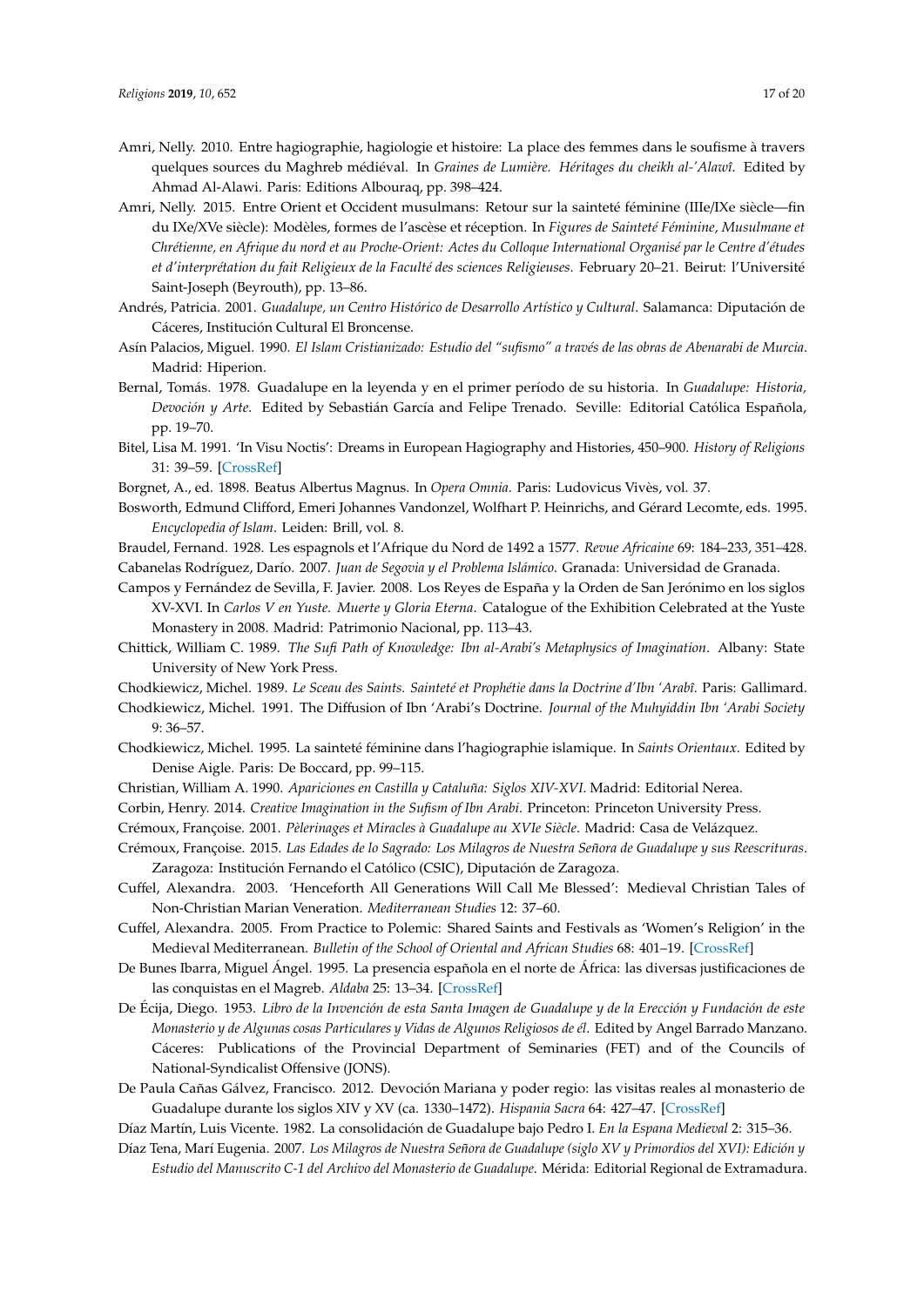Amri, Nelly. 2010. Entre hagiographie, hagiologie et histoire: La place des femmes dans le soufisme à travers quelques sources du Maghreb médiéval. In *Graines de Lumière. Héritages du cheikh al-'Alawî*. Edited by Ahmad Al-Alawi. Paris: Editions Albouraq, pp. 398–424.

Amri, Nelly. 2015. Entre Orient et Occident musulmans: Retour sur la sainteté féminine (IIIe/IXe siècle—fin du IXe/XVe siècle): Modèles, formes de l'ascèse et réception. In *Figures de Sainteté Féminine, Musulmane et Chrétienne, en Afrique du nord et au Proche-Orient: Actes du Colloque International Organisé par le Centre d'études et d'interprétation du fait Religieux de la Faculté des sciences Religieuses*. February 20–21. Beirut: l'Université Saint-Joseph (Beyrouth), pp. 13–86.

Andrés, Patricia. 2001. *Guadalupe, un Centro Histórico de Desarrollo Artístico y Cultural*. Salamanca: Diputación de Cáceres, Institución Cultural El Broncense.

Asín Palacios, Miguel. 1990. *El Islam Cristianizado: Estudio del "sufismo" a través de las obras de Abenarabi de Murcia*. Madrid: Hiperion.

Bernal, Tomás. 1978. Guadalupe en la leyenda y en el primer período de su historia. In *Guadalupe: Historia, Devoción y Arte*. Edited by Sebastián García and Felipe Trenado. Seville: Editorial Católica Española, pp. 19–70.

Bitel, Lisa M. 1991. 'In Visu Noctis': Dreams in European Hagiography and Histories, 450–900. *History of Religions* 31: 39–59. [CrossRef]

Borgnet, A., ed. 1898. Beatus Albertus Magnus. In *Opera Omnia*. Paris: Ludovicus Vivès, vol. 37.

Bosworth, Edmund Clifford, Emeri Johannes Vandonzel, Wolfhart P. Heinrichs, and Gérard Lecomte, eds. 1995. *Encyclopedia of Islam*. Leiden: Brill, vol. 8.

Braudel, Fernand. 1928. Les espagnols et l'Afrique du Nord de 1492 a 1577. *Revue Africaine* 69: 184–233, 351–428.

Cabanelas Rodríguez, Darío. 2007. *Juan de Segovia y el Problema Islámico*. Granada: Universidad de Granada.

Campos y Fernández de Sevilla, F. Javier. 2008. Los Reyes de España y la Orden de San Jerónimo en los siglos XV-XVI. In *Carlos V en Yuste. Muerte y Gloria Eterna*. Catalogue of the Exhibition Celebrated at the Yuste Monastery in 2008. Madrid: Patrimonio Nacional, pp. 113–43.

Chittick, William C. 1989. *The Sufi Path of Knowledge: Ibn al-Arabi's Metaphysics of Imagination*. Albany: State University of New York Press.

Chodkiewicz, Michel. 1989. *Le Sceau des Saints. Sainteté et Prophétie dans la Doctrine d'Ibn 'Arabî*. Paris: Gallimard.

Chodkiewicz, Michel. 1991. The Diffusion of Ibn 'Arabi's Doctrine. *Journal of the Muhyiddin Ibn 'Arabi Society* 9: 36–57.

Chodkiewicz, Michel. 1995. La sainteté féminine dans l'hagiographie islamique. In *Saints Orientaux*. Edited by Denise Aigle. Paris: De Boccard, pp. 99–115.

Christian, William A. 1990. *Apariciones en Castilla y Cataluña: Siglos XIV-XVI*. Madrid: Editorial Nerea.

Corbin, Henry. 2014. *Creative Imagination in the Sufism of Ibn Arabi*. Princeton: Princeton University Press.

Crémoux, Françoise. 2001. *Pèlerinages et Miracles à Guadalupe au XVIe Siècle*. Madrid: Casa de Velázquez.

Crémoux, Françoise. 2015. *Las Edades de lo Sagrado: Los Milagros de Nuestra Señora de Guadalupe y sus Reescrituras*. Zaragoza: Institución Fernando el Católico (CSIC), Diputación de Zaragoza.

Cuffel, Alexandra. 2003. 'Henceforth All Generations Will Call Me Blessed': Medieval Christian Tales of Non-Christian Marian Veneration. *Mediterranean Studies* 12: 37–60.

Cuffel, Alexandra. 2005. From Practice to Polemic: Shared Saints and Festivals as 'Women's Religion' in the Medieval Mediterranean. *Bulletin of the School of Oriental and African Studies* 68: 401–19. [CrossRef]

De Bunes Ibarra, Miguel Ángel. 1995. La presencia española en el norte de África: las diversas justificaciones de las conquistas en el Magreb. *Aldaba* 25: 13–34. [CrossRef]

De Écija, Diego. 1953. *Libro de la Invención de esta Santa Imagen de Guadalupe y de la Erección y Fundación de este Monasterio y de Algunas cosas Particulares y Vidas de Algunos Religiosos de él*. Edited by Angel Barrado Manzano. Cáceres: Publications of the Provincial Department of Seminaries (FET) and of the Councils of National-Syndicalist Offensive (JONS).

De Paula Cañas Gálvez, Francisco. 2012. Devoción Mariana y poder regio: las visitas reales al monasterio de Guadalupe durante los siglos XIV y XV (ca. 1330–1472). *Hispania Sacra* 64: 427–47. [CrossRef]

Díaz Martín, Luis Vicente. 1982. La consolidación de Guadalupe bajo Pedro I. *En la Espana Medieval* 2: 315–36.

Díaz Tena, Marí Eugenia. 2007. *Los Milagros de Nuestra Señora de Guadalupe (siglo XV y Primordios del XVI): Edición y Estudio del Manuscrito C-1 del Archivo del Monasterio de Guadalupe*. Mérida: Editorial Regional de Extramadura.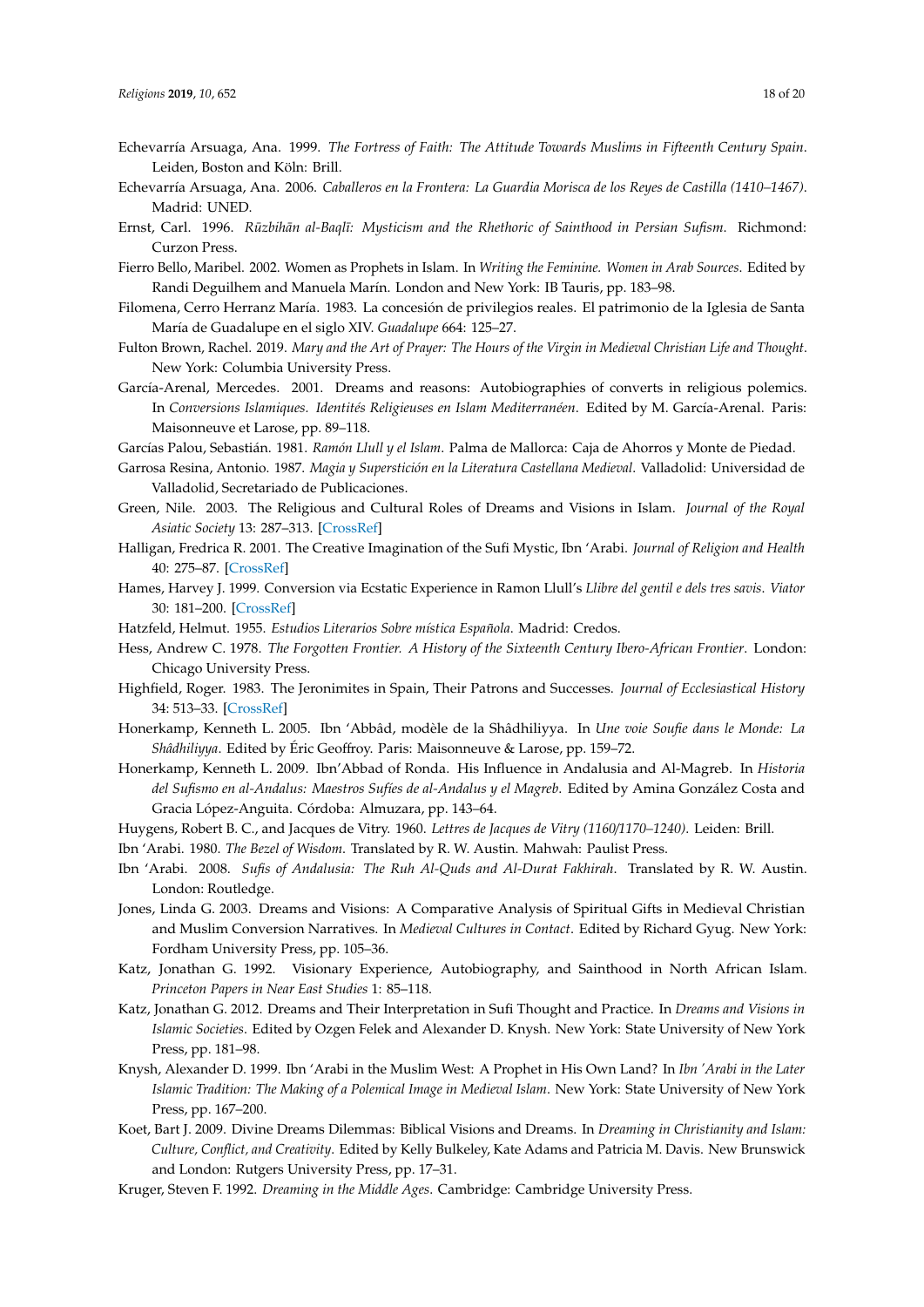Echevarría Arsuaga, Ana. 1999. *The Fortress of Faith: The Attitude Towards Muslims in Fifteenth Century Spain*. Leiden, Boston and Köln: Brill.

Echevarría Arsuaga, Ana. 2006. *Caballeros en la Frontera: La Guardia Morisca de los Reyes de Castilla (1410–1467)*. Madrid: UNED.

Ernst, Carl. 1996. *Rūzbihān al-Baqlī: Mysticism and the Rhetoric of Sainthood in Persian Sufism*. Richmond: Curzon Press.

Fierro Bello, Maribel. 2002. Women as Prophets in Islam. In *Writing the Feminine. Women in Arab Sources*. Edited by Randi Deguilhem and Manuela Marín. London and New York: IB Tauris, pp. 183–98.

Filomena, Cerro Herranz María. 1983. La concesión de privilegios reales. El patrimonio de la Iglesia de Santa María de Guadalupe en el siglo XIV. *Guadalupe* 664: 125–27.

Fulton Brown, Rachel. 2019. *Mary and the Art of Prayer: The Hours of the Virgin in Medieval Christian Life and Thought*. New York: Columbia University Press.

García-Arenal, Mercedes. 2001. Dreams and reasons: Autobiographies of converts in religious polemics. In *Conversions Islamiques. Identités Religieuses en Islam Mediterranéen*. Edited by M. García-Arenal. Paris: Maisonneuve et Larose, pp. 89–118.

Garcías Palou, Sebastián. 1981. *Ramón Llull y el Islam*. Palma de Mallorca: Caja de Ahorros y Monte de Piedad.

Garrosa Resina, Antonio. 1987. *Magia y Superstición en la Literatura Castellana Medieval*. Valladolid: Universidad de Valladolid, Secretariado de Publicaciones.

Green, Nile. 2003. The Religious and Cultural Roles of Dreams and Visions in Islam. *Journal of the Royal Asiatic Society* 13: 287–313. [CrossRef]

Halligan, Fredrica R. 2001. The Creative Imagination of the Sufi Mystic, Ibn 'Arabi. *Journal of Religion and Health* 40: 275–87. [CrossRef]

Hames, Harvey J. 1999. Conversion via Ecstatic Experience in Ramon Llull's *Llibre del gentil e dels tres savis*. *Viator* 30: 181–200. [CrossRef]

Hatzfeld, Helmut. 1955. *Estudios Literarios Sobre mística Española*. Madrid: Credos.

Hess, Andrew C. 1978. *The Forgotten Frontier. A History of the Sixteenth Century Ibero-African Frontier*. London: Chicago University Press.

Highfield, Roger. 1983. The Jeronimites in Spain, Their Patrons and Successes. *Journal of Ecclesiastical History* 34: 513–33. [CrossRef]

Honerkamp, Kenneth L. 2005. Ibn 'Abbâd, modèle de la Shâdhiliyya. In *Une voie Soufie dans le Monde: La Shâdhiliyya*. Edited by Éric Geoffroy. Paris: Maisonneuve & Larose, pp. 159–72.

Honerkamp, Kenneth L. 2009. Ibn'Abbad of Ronda. His Influence in Andalusia and Al-Magreb. In *Historia del Sufismo en al-Andalus: Maestros Sufíes de al-Andalus y el Magreb*. Edited by Amina González Costa and Gracia López-Anguita. Córdoba: Almuzara, pp. 143–64.

Huygens, Robert B. C., and Jacques de Vitry. 1960. *Lettres de Jacques de Vitry (1160/1170–1240)*. Leiden: Brill.

Ibn 'Arabi. 1980. *The Bezel of Wisdom*. Translated by R. W. Austin. Mahwah: Paulist Press.

Ibn 'Arabi. 2008. *Sufis of Andalusia: The Ruh Al-Quds and Al-Durat Fakhirah*. Translated by R. W. Austin. London: Routledge.

Jones, Linda G. 2003. Dreams and Visions: A Comparative Analysis of Spiritual Gifts in Medieval Christian and Muslim Conversion Narratives. In *Medieval Cultures in Contact*. Edited by Richard Gyug. New York: Fordham University Press, pp. 105–36.

Katz, Jonathan G. 1992. Visionary Experience, Autobiography, and Sainthood in North African Islam. *Princeton Papers in Near East Studies* 1: 85–118.

Katz, Jonathan G. 2012. Dreams and Their Interpretation in Sufi Thought and Practice. In *Dreams and Visions in Islamic Societies*. Edited by Ozgen Felek and Alexander D. Knysh. New York: State University of New York Press, pp. 181–98.

Knysh, Alexander D. 1999. Ibn 'Arabi in the Muslim West: A Prophet in His Own Land? In *Ibn 'Arabi in the Later Islamic Tradition: The Making of a Polemical Image in Medieval Islam*. New York: State University of New York Press, pp. 167–200.

Koet, Bart J. 2009. Divine Dreams Dilemmas: Biblical Visions and Dreams. In *Dreaming in Christianity and Islam: Culture, Conflict, and Creativity*. Edited by Kelly Bulkeley, Kate Adams and Patricia M. Davis. New Brunswick and London: Rutgers University Press, pp. 17–31.

Kruger, Steven F. 1992. *Dreaming in the Middle Ages*. Cambridge: Cambridge University Press.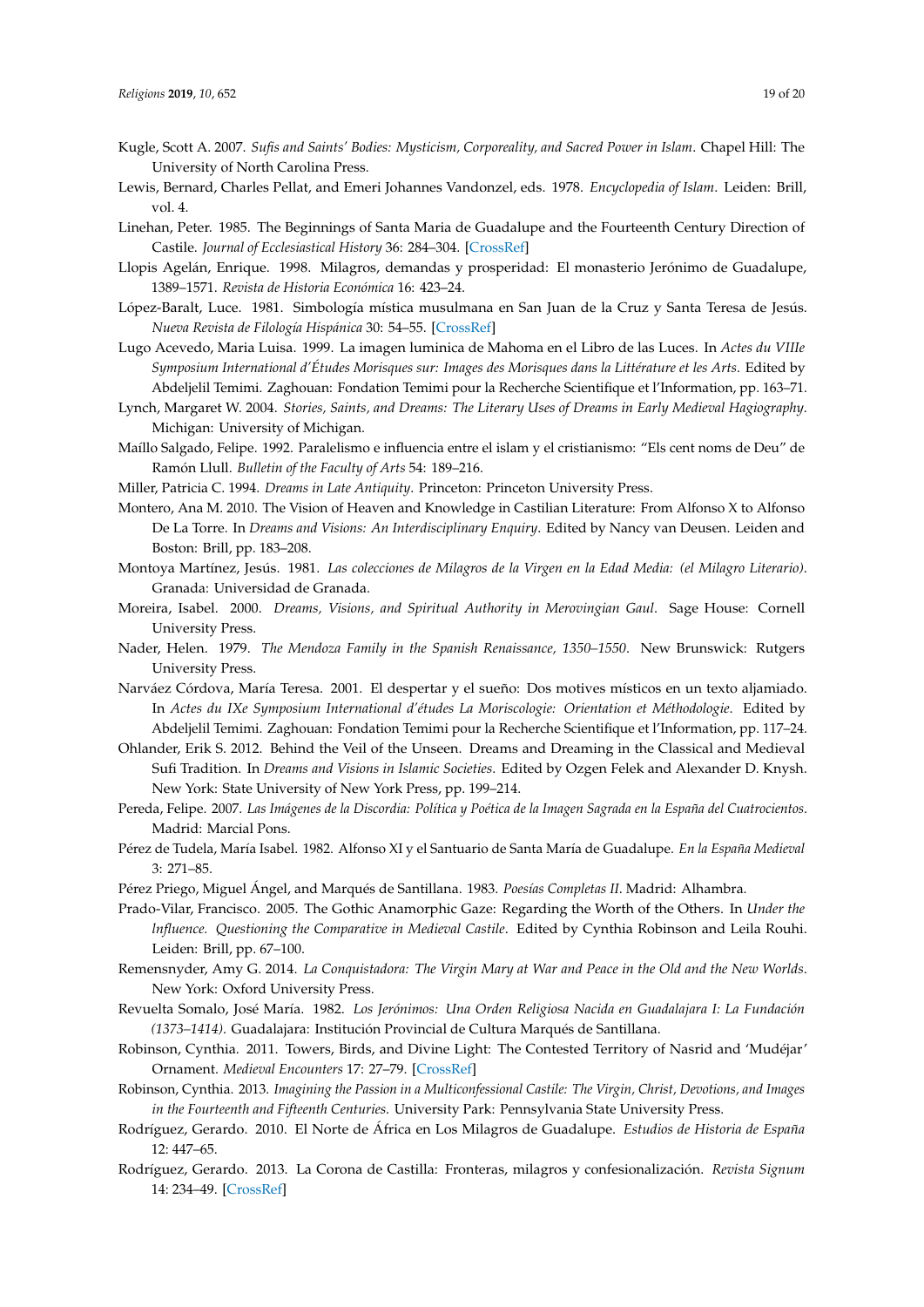Kugle, Scott A. 2007. *Sufis and Saints' Bodies: Mysticism, Corporeality, and Sacred Power in Islam*. Chapel Hill: The University of North Carolina Press.

Lewis, Bernard, Charles Pellat, and Emeri Johannes Vandonzel, eds. 1978. *Encyclopedia of Islam*. Leiden: Brill, vol. 4.

Linehan, Peter. 1985. The Beginnings of Santa Maria de Guadalupe and the Fourteenth Century Direction of Castile. *Journal of Ecclesiastical History* 36: 284–304. [CrossRef]

Llopis Agelán, Enrique. 1998. Milagros, demandas y prosperidad: El monasterio Jerónimo de Guadalupe, 1389–1571. *Revista de Historia Económica* 16: 423–24.

López-Baralt, Luce. 1981. Simbología mística musulmana en San Juan de la Cruz y Santa Teresa de Jesús. *Nueva Revista de Filología Hispánica* 30: 54–55. [CrossRef]

Lugo Acevedo, Maria Luisa. 1999. La imagen luminica de Mahoma en el Libro de las Luces. In *Actes du VIIIe Symposium International d'Études Morisques sur: Images des Morisques dans la Littérature et les Arts*. Edited by Abdeljelil Temimi. Zaghouan: Fondation Temimi pour la Recherche Scientifique et l'Information, pp. 163–71.

Lynch, Margaret W. 2004. *Stories, Saints, and Dreams: The Literary Uses of Dreams in Early Medieval Hagiography*. Michigan: University of Michigan.

Maíllo Salgado, Felipe. 1992. Paralelismo e influencia entre el islam y el cristianismo: "Els cent noms de Deu" de Ramón Llull. *Bulletin of the Faculty of Arts* 54: 189–216.

Miller, Patricia C. 1994. *Dreams in Late Antiquity*. Princeton: Princeton University Press.

Montero, Ana M. 2010. The Vision of Heaven and Knowledge in Castilian Literature: From Alfonso X to Alfonso De La Torre. In *Dreams and Visions: An Interdisciplinary Enquiry*. Edited by Nancy van Deusen. Leiden and Boston: Brill, pp. 183–208.

Montoya Martínez, Jesús. 1981. *Las colecciones de Milagros de la Virgen en la Edad Media: (el Milagro Literario)*. Granada: Universidad de Granada.

Moreira, Isabel. 2000. *Dreams, Visions, and Spiritual Authority in Merovingian Gaul*. Sage House: Cornell University Press.

Nader, Helen. 1979. *The Mendoza Family in the Spanish Renaissance, 1350–1550*. New Brunswick: Rutgers University Press.

Narváez Córdova, María Teresa. 2001. El despertar y el sueño: Dos motives místicos en un texto aljamiado. In *Actes du IXe Symposium International d'études La Moriscologie: Orientation et Méthodologie*. Edited by Abdeljelil Temimi. Zaghouan: Fondation Temimi pour la Recherche Scientifique et l'Information, pp. 117–24.

Ohlander, Erik S. 2012. Behind the Veil of the Unseen. Dreams and Dreaming in the Classical and Medieval Sufi Tradition. In *Dreams and Visions in Islamic Societies*. Edited by Ozgen Felek and Alexander D. Knysh. New York: State University of New York Press, pp. 199–214.

Pereda, Felipe. 2007. *Las Imágenes de la Discordia: Política y Poética de la Imagen Sagrada en la España del Cuatrocientos*. Madrid: Marcial Pons.

Pérez de Tudela, María Isabel. 1982. Alfonso XI y el Santuario de Santa María de Guadalupe. *En la España Medieval* 3: 271–85.

Pérez Priego, Miguel Ángel, and Marqués de Santillana. 1983. *Poesías Completas II*. Madrid: Alhambra.

Prado-Vilar, Francisco. 2005. The Gothic Anamorphic Gaze: Regarding the Worth of the Others. In *Under the Influence. Questioning the Comparative in Medieval Castile*. Edited by Cynthia Robinson and Leila Rouhi. Leiden: Brill, pp. 67–100.

Remensnyder, Amy G. 2014. *La Conquistadora: The Virgin Mary at War and Peace in the Old and the New Worlds*. New York: Oxford University Press.

Revuelta Somalo, José María. 1982. *Los Jerónimos: Una Orden Religiosa Nacida en Guadalajara I: La Fundación (1373–1414)*. Guadalajara: Institución Provincial de Cultura Marqués de Santillana.

Robinson, Cynthia. 2011. Towers, Birds, and Divine Light: The Contested Territory of Nasrid and 'Mudéjar' Ornament. *Medieval Encounters* 17: 27–79. [CrossRef]

Robinson, Cynthia. 2013. *Imagining the Passion in a Multiconfessional Castile: The Virgin, Christ, Devotions, and Images in the Fourteenth and Fifteenth Centuries*. University Park: Pennsylvania State University Press.

Rodríguez, Gerardo. 2010. El Norte de África en Los Milagros de Guadalupe. *Estudios de Historia de España* 12: 447–65.

Rodríguez, Gerardo. 2013. La Corona de Castilla: Fronteras, milagros y confesionalización. *Revista Signum* 14: 234–49. [CrossRef]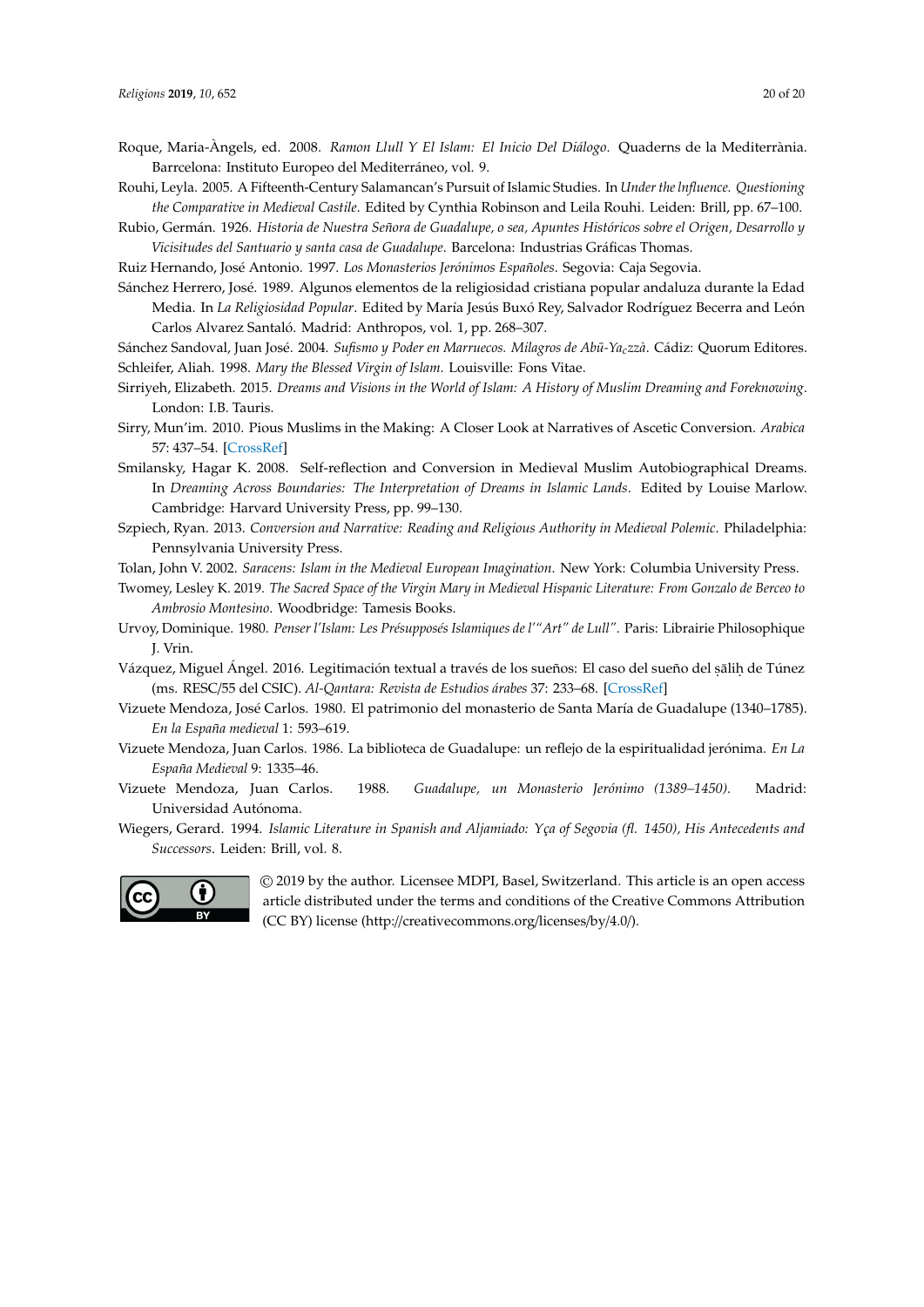Roque, Maria-Àngels, ed. 2008. *Ramon Llull Y El Islam: El Inicio Del Diálogo*. Quaderns de la Mediterrània. Barrcelona: Instituto Europeo del Mediterráneo, vol. 9.

Rouhi, Leyla. 2005. A Fifteenth-Century Salamancan's Pursuit of Islamic Studies. In *Under the Influence. Questioning the Comparative in Medieval Castile*. Edited by Cynthia Robinson and Leila Rouhi. Leiden: Brill, pp. 67–100.

Rubio, Germán. 1926. *Historia de Nuestra Señora de Guadalupe, o sea, Apuntes Históricos sobre el Origen, Desarrollo y Vicisitudes del Santuario y santa casa de Guadalupe*. Barcelona: Industrias Gráficas Thomas.

Ruiz Hernando, José Antonio. 1997. *Los Monasterios Jerónimos Españoles*. Segovia: Caja Segovia.

Sánchez Herrero, José. 1989. Algunos elementos de la religiosidad cristiana popular andaluza durante la Edad Media. In *La Religiosidad Popular*. Edited by María Jesús Buxó Rey, Salvador Rodríguez Becerra and León Carlos Alvarez Santaló. Madrid: Anthropos, vol. 1, pp. 268–307.

Sánchez Sandoval, Juan José. 2004. *Sufismo y Poder en Marruecos. Milagros de Abū-Ya$_c$zzà*. Cádiz: Quorum Editores.

Schleifer, Aliah. 1998. *Mary the Blessed Virgin of Islam*. Louisville: Fons Vitae.

Sirriyeh, Elizabeth. 2015. *Dreams and Visions in the World of Islam: A History of Muslim Dreaming and Foreknowing*. London: I.B. Tauris.

Sirry, Mun'im. 2010. Pious Muslims in the Making: A Closer Look at Narratives of Ascetic Conversion. *Arabica* 57: 437–54. [CrossRef]

Smilansky, Hagar K. 2008. Self-reflection and Conversion in Medieval Muslim Autobiographical Dreams. In *Dreaming Across Boundaries: The Interpretation of Dreams in Islamic Lands*. Edited by Louise Marlow. Cambridge: Harvard University Press, pp. 99–130.

Szpiech, Ryan. 2013. *Conversion and Narrative: Reading and Religious Authority in Medieval Polemic*. Philadelphia: Pennsylvania University Press.

Tolan, John V. 2002. *Saracens: Islam in the Medieval European Imagination*. New York: Columbia University Press.

Twomey, Lesley K. 2019. *The Sacred Space of the Virgin Mary in Medieval Hispanic Literature: From Gonzalo de Berceo to Ambrosio Montesino*. Woodbridge: Tamesis Books.

Urvoy, Dominique. 1980. *Penser l'Islam: Les Présupposés Islamiques de l'"Art" de Lull"*. Paris: Librairie Philosophique J. Vrin.

Vázquez, Miguel Ángel. 2016. Legitimación textual a través de los sueños: El caso del sueño del ṣāliḥ de Túnez (ms. RESC/55 del CSIC). *Al-Qantara: Revista de Estudios árabes* 37: 233–68. [CrossRef]

Vizuete Mendoza, José Carlos. 1980. El patrimonio del monasterio de Santa María de Guadalupe (1340–1785). *En la España medieval* 1: 593–619.

Vizuete Mendoza, Juan Carlos. 1986. La biblioteca de Guadalupe: un reflejo de la espiritualidad jerónima. *En La España Medieval* 9: 1335–46.

Vizuete Mendoza, Juan Carlos. 1988. *Guadalupe, un Monasterio Jerónimo (1389–1450)*. Madrid: Universidad Autónoma.

Wiegers, Gerard. 1994. *Islamic Literature in Spanish and Aljamiado: Yça of Segovia (fl. 1450), His Antecedents and Successors*. Leiden: Brill, vol. 8.

© 2019 by the author. Licensee MDPI, Basel, Switzerland. This article is an open access article distributed under the terms and conditions of the Creative Commons Attribution (CC BY) license (http://creativecommons.org/licenses/by/4.0/).